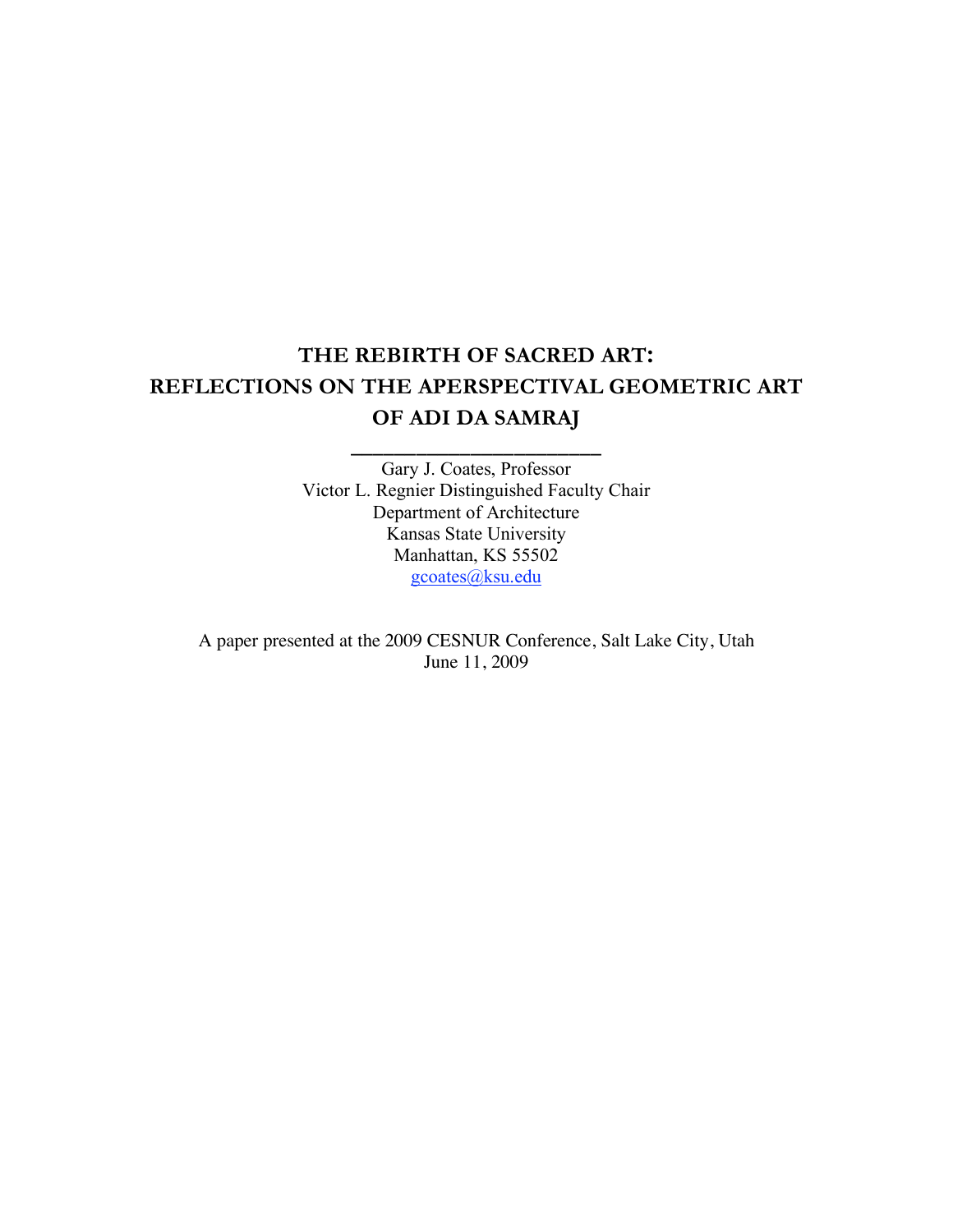# THE REBIRTH OF SACRED ART: REFLECTIONS ON THE APERSPECTIVAL GEOMETRIC ART OF ADI DA SAMRAJ

Gary J. Coates, Professor
Victor L. Regnier Distinguished Faculty Chair
Department of Architecture
Kansas State University
Manhattan, KS 55502
gcoates@ksu.edu

A paper presented at the 2009 CESNUR Conference, Salt Lake City, Utah
June 11, 2009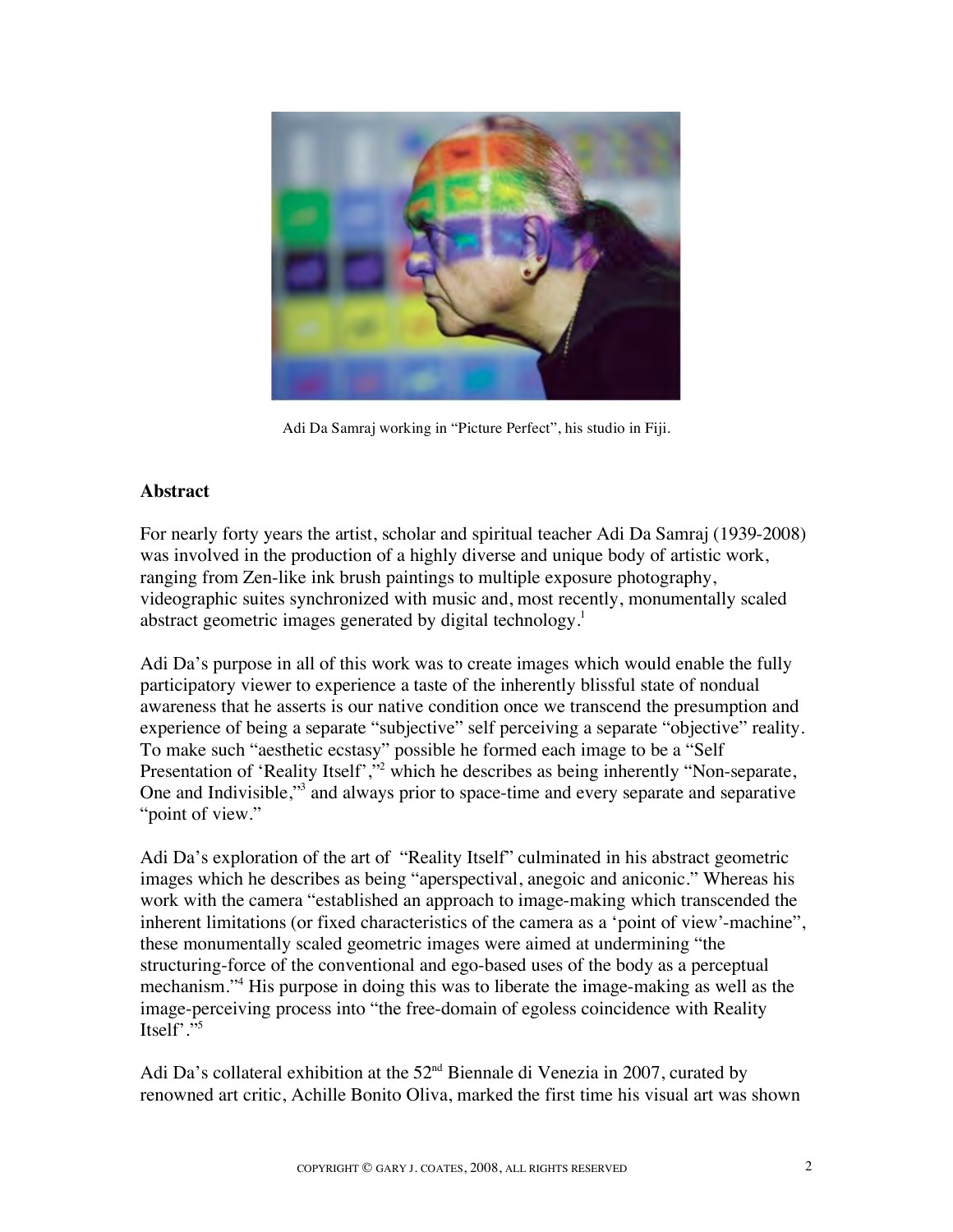Adi Da Samraj working in “Picture Perfect”, his studio in Fiji.

## Abstract

For nearly forty years the artist, scholar and spiritual teacher Adi Da Samraj (1939-2008) was involved in the production of a highly diverse and unique body of artistic work, ranging from Zen-like ink brush paintings to multiple exposure photography, videographic suites synchronized with music and, most recently, monumentally scaled abstract geometric images generated by digital technology.[1]

Adi Da’s purpose in all of this work was to create images which would enable the fully participatory viewer to experience a taste of the inherently blissful state of nondual awareness that he asserts is our native condition once we transcend the presumption and experience of being a separate “subjective” self perceiving a separate “objective” reality. To make such “aesthetic ecstasy” possible he formed each image to be a “Self Presentation of ‘Reality Itself’,”[2] which he describes as being inherently “Non-separate, One and Indivisible,”[3] and always prior to space-time and every separate and separative “point of view.”

Adi Da’s exploration of the art of “Reality Itself” culminated in his abstract geometric images which he describes as being “aperspectival, anegoic and aniconic.” Whereas his work with the camera “established an approach to image-making which transcended the inherent limitations (or fixed characteristics of the camera as a ‘point of view’-machine”, these monumentally scaled geometric images were aimed at undermining “the structuring-force of the conventional and ego-based uses of the body as a perceptual mechanism.”[4] His purpose in doing this was to liberate the image-making as well as the image-perceiving process into “the free-domain of egoless coincidence with Reality Itself’.”[5]

Adi Da’s collateral exhibition at the 52[nd] Biennale di Venezia in 2007, curated by renowned art critic, Achille Bonito Oliva, marked the first time his visual art was shown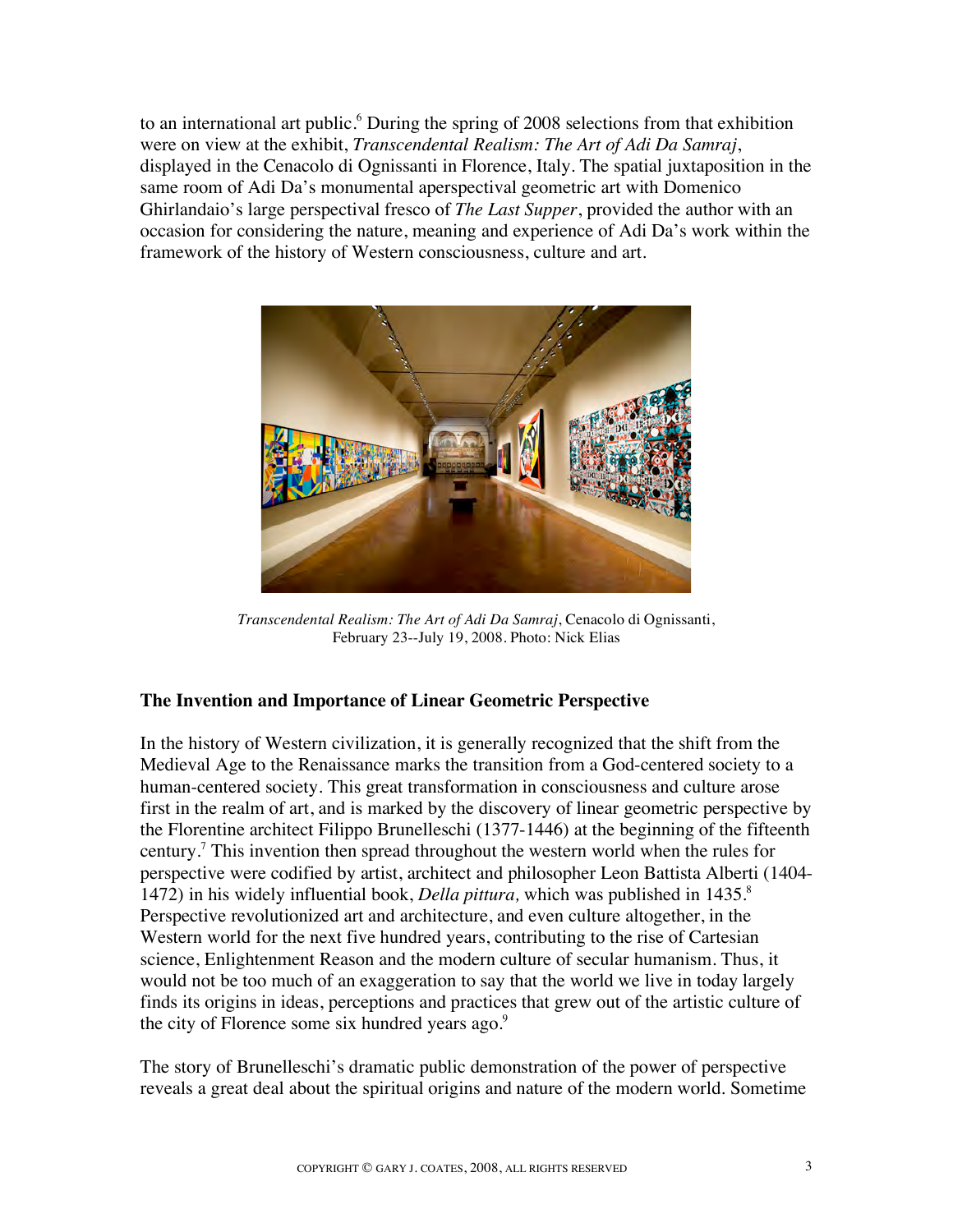to an international art public.[6] During the spring of 2008 selections from that exhibition were on view at the exhibit, *Transcendental Realism: The Art of Adi Da Samraj*, displayed in the Cenacolo di Ognissanti in Florence, Italy. The spatial juxtaposition in the same room of Adi Da's monumental aperspectival geometric art with Domenico Ghirlandaio's large perspectival fresco of *The Last Supper*, provided the author with an occasion for considering the nature, meaning and experience of Adi Da's work within the framework of the history of Western consciousness, culture and art.

*Transcendental Realism: The Art of Adi Da Samraj*, Cenacolo di Ognissanti, February 23--July 19, 2008. Photo: Nick Elias

### The Invention and Importance of Linear Geometric Perspective

In the history of Western civilization, it is generally recognized that the shift from the Medieval Age to the Renaissance marks the transition from a God-centered society to a human-centered society. This great transformation in consciousness and culture arose first in the realm of art, and is marked by the discovery of linear geometric perspective by the Florentine architect Filippo Brunelleschi (1377-1446) at the beginning of the fifteenth century.[7] This invention then spread throughout the western world when the rules for perspective were codified by artist, architect and philosopher Leon Battista Alberti (1404-1472) in his widely influential book, *Della pittura,* which was published in 1435.[8] Perspective revolutionized art and architecture, and even culture altogether, in the Western world for the next five hundred years, contributing to the rise of Cartesian science, Enlightenment Reason and the modern culture of secular humanism. Thus, it would not be too much of an exaggeration to say that the world we live in today largely finds its origins in ideas, perceptions and practices that grew out of the artistic culture of the city of Florence some six hundred years ago.[9]

The story of Brunelleschi's dramatic public demonstration of the power of perspective reveals a great deal about the spiritual origins and nature of the modern world. Sometime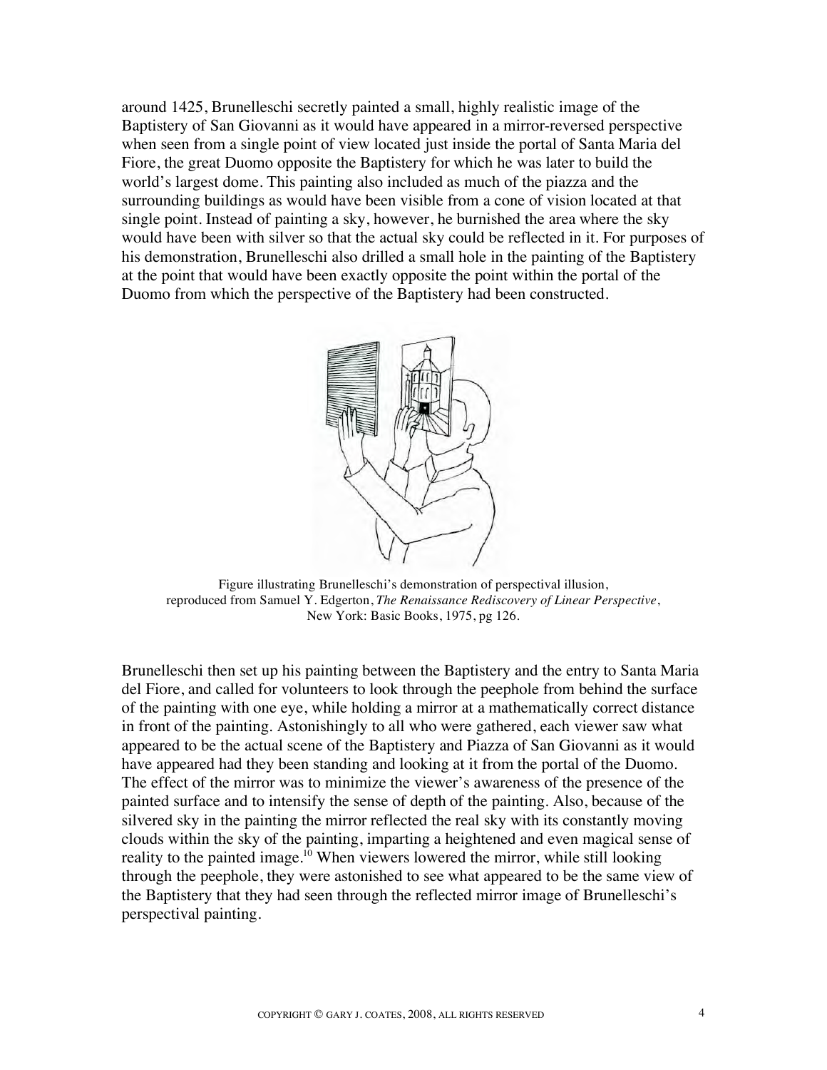around 1425, Brunelleschi secretly painted a small, highly realistic image of the Baptistery of San Giovanni as it would have appeared in a mirror-reversed perspective when seen from a single point of view located just inside the portal of Santa Maria del Fiore, the great Duomo opposite the Baptistery for which he was later to build the world's largest dome. This painting also included as much of the piazza and the surrounding buildings as would have been visible from a cone of vision located at that single point. Instead of painting a sky, however, he burnished the area where the sky would have been with silver so that the actual sky could be reflected in it. For purposes of his demonstration, Brunelleschi also drilled a small hole in the painting of the Baptistery at the point that would have been exactly opposite the point within the portal of the Duomo from which the perspective of the Baptistery had been constructed.

Figure illustrating Brunelleschi's demonstration of perspectival illusion, reproduced from Samuel Y. Edgerton, *The Renaissance Rediscovery of Linear Perspective*, New York: Basic Books, 1975, pg 126.

Brunelleschi then set up his painting between the Baptistery and the entry to Santa Maria del Fiore, and called for volunteers to look through the peephole from behind the surface of the painting with one eye, while holding a mirror at a mathematically correct distance in front of the painting. Astonishingly to all who were gathered, each viewer saw what appeared to be the actual scene of the Baptistery and Piazza of San Giovanni as it would have appeared had they been standing and looking at it from the portal of the Duomo. The effect of the mirror was to minimize the viewer's awareness of the presence of the painted surface and to intensify the sense of depth of the painting. Also, because of the silvered sky in the painting the mirror reflected the real sky with its constantly moving clouds within the sky of the painting, imparting a heightened and even magical sense of reality to the painted image.[10] When viewers lowered the mirror, while still looking through the peephole, they were astonished to see what appeared to be the same view of the Baptistery that they had seen through the reflected mirror image of Brunelleschi's perspectival painting.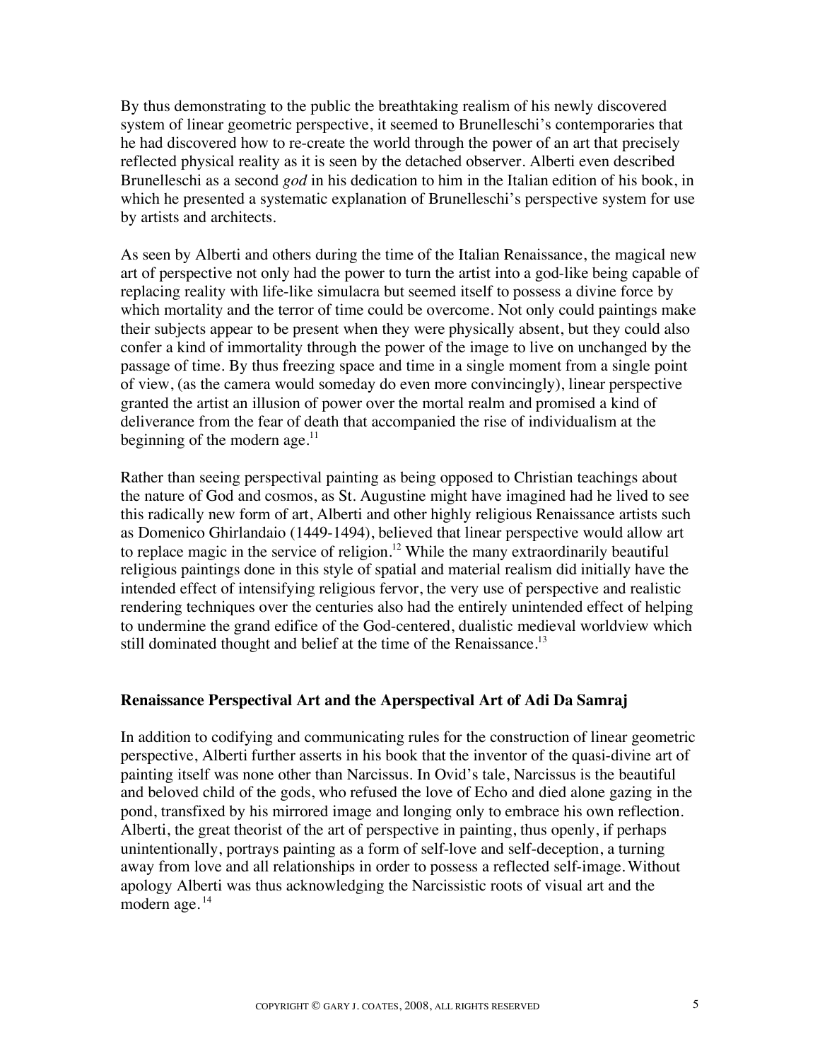By thus demonstrating to the public the breathtaking realism of his newly discovered system of linear geometric perspective, it seemed to Brunelleschi's contemporaries that he had discovered how to re-create the world through the power of an art that precisely reflected physical reality as it is seen by the detached observer. Alberti even described Brunelleschi as a second *god* in his dedication to him in the Italian edition of his book, in which he presented a systematic explanation of Brunelleschi's perspective system for use by artists and architects.

As seen by Alberti and others during the time of the Italian Renaissance, the magical new art of perspective not only had the power to turn the artist into a god-like being capable of replacing reality with life-like simulacra but seemed itself to possess a divine force by which mortality and the terror of time could be overcome. Not only could paintings make their subjects appear to be present when they were physically absent, but they could also confer a kind of immortality through the power of the image to live on unchanged by the passage of time. By thus freezing space and time in a single moment from a single point of view, (as the camera would someday do even more convincingly), linear perspective granted the artist an illusion of power over the mortal realm and promised a kind of deliverance from the fear of death that accompanied the rise of individualism at the beginning of the modern age.[11]

Rather than seeing perspectival painting as being opposed to Christian teachings about the nature of God and cosmos, as St. Augustine might have imagined had he lived to see this radically new form of art, Alberti and other highly religious Renaissance artists such as Domenico Ghirlandaio (1449-1494), believed that linear perspective would allow art to replace magic in the service of religion.[12] While the many extraordinarily beautiful religious paintings done in this style of spatial and material realism did initially have the intended effect of intensifying religious fervor, the very use of perspective and realistic rendering techniques over the centuries also had the entirely unintended effect of helping to undermine the grand edifice of the God-centered, dualistic medieval worldview which still dominated thought and belief at the time of the Renaissance.[13]

### Renaissance Perspectival Art and the Aperspectival Art of Adi Da Samraj

In addition to codifying and communicating rules for the construction of linear geometric perspective, Alberti further asserts in his book that the inventor of the quasi-divine art of painting itself was none other than Narcissus. In Ovid's tale, Narcissus is the beautiful and beloved child of the gods, who refused the love of Echo and died alone gazing in the pond, transfixed by his mirrored image and longing only to embrace his own reflection. Alberti, the great theorist of the art of perspective in painting, thus openly, if perhaps unintentionally, portrays painting as a form of self-love and self-deception, a turning away from love and all relationships in order to possess a reflected self-image. Without apology Alberti was thus acknowledging the Narcissistic roots of visual art and the modern age.[14]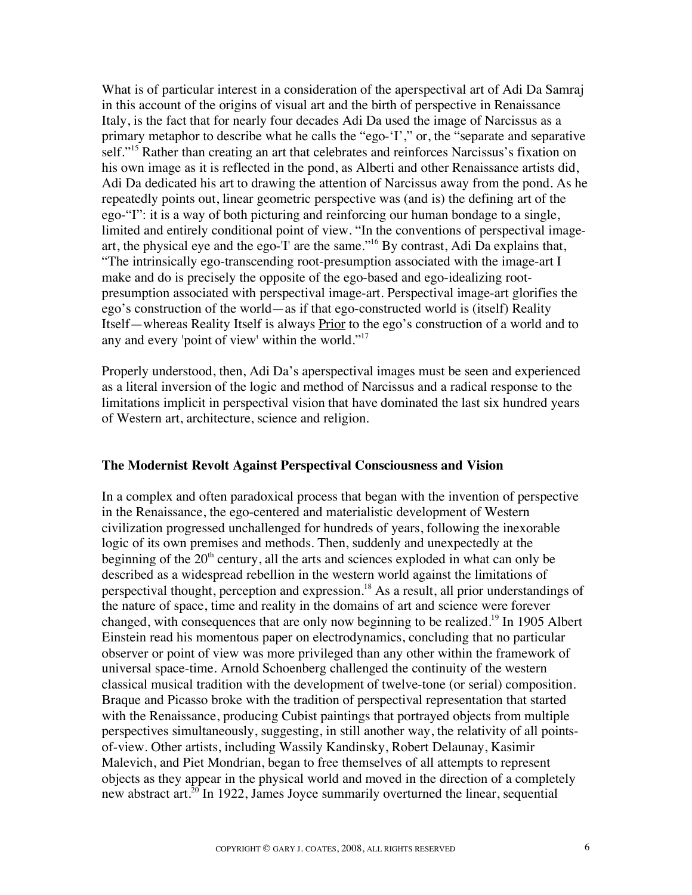What is of particular interest in a consideration of the aperspectival art of Adi Da Samraj in this account of the origins of visual art and the birth of perspective in Renaissance Italy, is the fact that for nearly four decades Adi Da used the image of Narcissus as a primary metaphor to describe what he calls the "ego-'I'," or, the "separate and separative self."[15] Rather than creating an art that celebrates and reinforces Narcissus's fixation on his own image as it is reflected in the pond, as Alberti and other Renaissance artists did, Adi Da dedicated his art to drawing the attention of Narcissus away from the pond. As he repeatedly points out, linear geometric perspective was (and is) the defining art of the ego-"I": it is a way of both picturing and reinforcing our human bondage to a single, limited and entirely conditional point of view. "In the conventions of perspectival image-art, the physical eye and the ego-'I' are the same."[16] By contrast, Adi Da explains that, "The intrinsically ego-transcending root-presumption associated with the image-art I make and do is precisely the opposite of the ego-based and ego-idealizing root-presumption associated with perspectival image-art. Perspectival image-art glorifies the ego's construction of the world—as if that ego-constructed world is (itself) Reality Itself—whereas Reality Itself is always <u>Prior</u> to the ego's construction of a world and to any and every 'point of view' within the world."[17]

Properly understood, then, Adi Da's aperspectival images must be seen and experienced as a literal inversion of the logic and method of Narcissus and a radical response to the limitations implicit in perspectival vision that have dominated the last six hundred years of Western art, architecture, science and religion.

**The Modernist Revolt Against Perspectival Consciousness and Vision**

In a complex and often paradoxical process that began with the invention of perspective in the Renaissance, the ego-centered and materialistic development of Western civilization progressed unchallenged for hundreds of years, following the inexorable logic of its own premises and methods. Then, suddenly and unexpectedly at the beginning of the 20th century, all the arts and sciences exploded in what can only be described as a widespread rebellion in the western world against the limitations of perspectival thought, perception and expression.[18] As a result, all prior understandings of the nature of space, time and reality in the domains of art and science were forever changed, with consequences that are only now beginning to be realized.[19] In 1905 Albert Einstein read his momentous paper on electrodynamics, concluding that no particular observer or point of view was more privileged than any other within the framework of universal space-time. Arnold Schoenberg challenged the continuity of the western classical musical tradition with the development of twelve-tone (or serial) composition. Braque and Picasso broke with the tradition of perspectival representation that started with the Renaissance, producing Cubist paintings that portrayed objects from multiple perspectives simultaneously, suggesting, in still another way, the relativity of all points-of-view. Other artists, including Wassily Kandinsky, Robert Delaunay, Kasimir Malevich, and Piet Mondrian, began to free themselves of all attempts to represent objects as they appear in the physical world and moved in the direction of a completely new abstract art.[20] In 1922, James Joyce summarily overturned the linear, sequential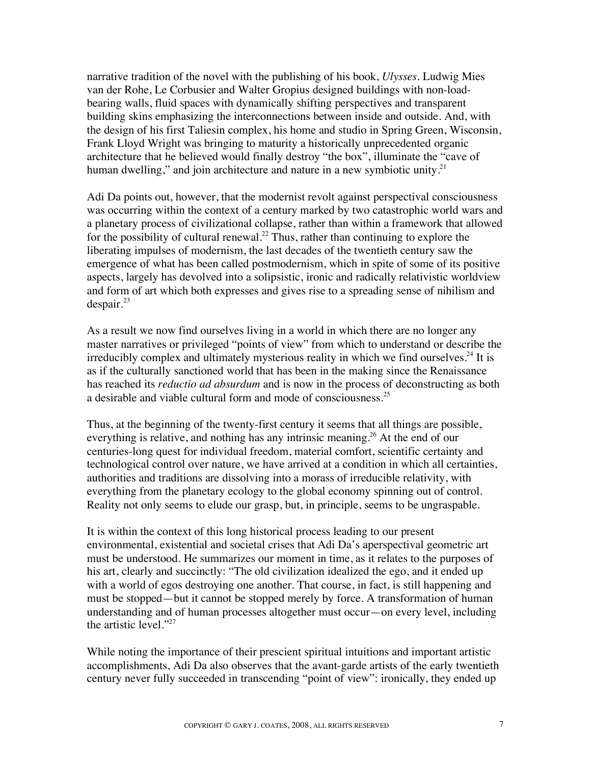narrative tradition of the novel with the publishing of his book, *Ulysses*. Ludwig Mies van der Rohe, Le Corbusier and Walter Gropius designed buildings with non-load-bearing walls, fluid spaces with dynamically shifting perspectives and transparent building skins emphasizing the interconnections between inside and outside. And, with the design of his first Taliesin complex, his home and studio in Spring Green, Wisconsin, Frank Lloyd Wright was bringing to maturity a historically unprecedented organic architecture that he believed would finally destroy "the box", illuminate the "cave of human dwelling," and join architecture and nature in a new symbiotic unity.[21]

Adi Da points out, however, that the modernist revolt against perspectival consciousness was occurring within the context of a century marked by two catastrophic world wars and a planetary process of civilizational collapse, rather than within a framework that allowed for the possibility of cultural renewal.[22] Thus, rather than continuing to explore the liberating impulses of modernism, the last decades of the twentieth century saw the emergence of what has been called postmodernism, which in spite of some of its positive aspects, largely has devolved into a solipsistic, ironic and radically relativistic worldview and form of art which both expresses and gives rise to a spreading sense of nihilism and despair.[23]

As a result we now find ourselves living in a world in which there are no longer any master narratives or privileged "points of view" from which to understand or describe the irreducibly complex and ultimately mysterious reality in which we find ourselves.[24] It is as if the culturally sanctioned world that has been in the making since the Renaissance has reached its *reductio ad absurdum* and is now in the process of deconstructing as both a desirable and viable cultural form and mode of consciousness.[25]

Thus, at the beginning of the twenty-first century it seems that all things are possible, everything is relative, and nothing has any intrinsic meaning.[26] At the end of our centuries-long quest for individual freedom, material comfort, scientific certainty and technological control over nature, we have arrived at a condition in which all certainties, authorities and traditions are dissolving into a morass of irreducible relativity, with everything from the planetary ecology to the global economy spinning out of control. Reality not only seems to elude our grasp, but, in principle, seems to be ungraspable.

It is within the context of this long historical process leading to our present environmental, existential and societal crises that Adi Da's aperspectival geometric art must be understood. He summarizes our moment in time, as it relates to the purposes of his art, clearly and succinctly: "The old civilization idealized the ego, and it ended up with a world of egos destroying one another. That course, in fact, is still happening and must be stopped—but it cannot be stopped merely by force. A transformation of human understanding and of human processes altogether must occur—on every level, including the artistic level."[27]

While noting the importance of their prescient spiritual intuitions and important artistic accomplishments, Adi Da also observes that the avant-garde artists of the early twentieth century never fully succeeded in transcending "point of view": ironically, they ended up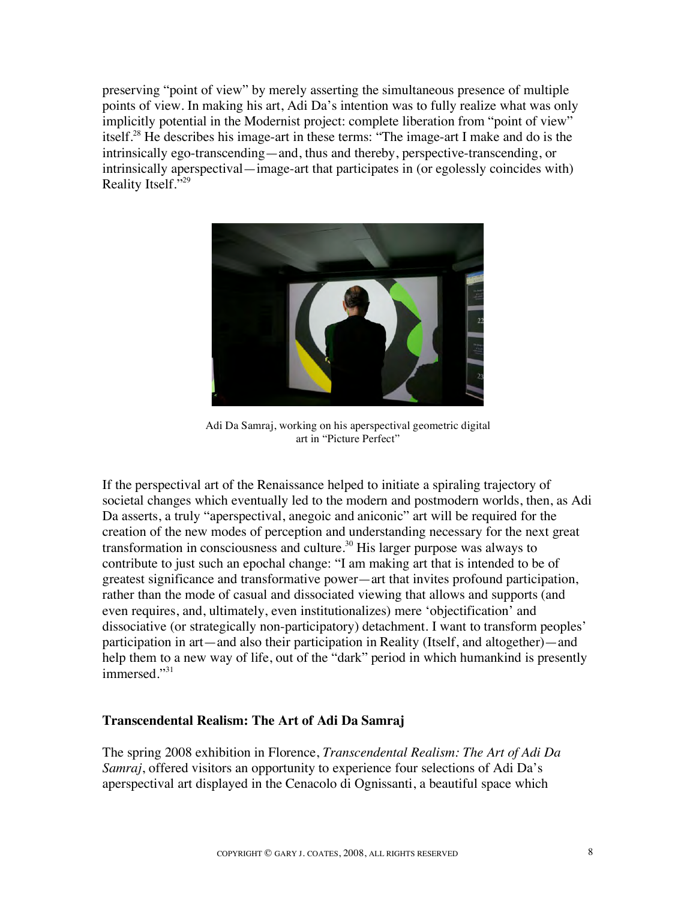preserving "point of view" by merely asserting the simultaneous presence of multiple points of view. In making his art, Adi Da's intention was to fully realize what was only implicitly potential in the Modernist project: complete liberation from "point of view" itself.[28] He describes his image-art in these terms: "The image-art I make and do is the intrinsically ego-transcending—and, thus and thereby, perspective-transcending, or intrinsically aperspectival—image-art that participates in (or egolessly coincides with) Reality Itself."[29]

Adi Da Samraj, working on his aperspectival geometric digital art in "Picture Perfect"

If the perspectival art of the Renaissance helped to initiate a spiraling trajectory of societal changes which eventually led to the modern and postmodern worlds, then, as Adi Da asserts, a truly "aperspectival, anegoic and aniconic" art will be required for the creation of the new modes of perception and understanding necessary for the next great transformation in consciousness and culture.[30] His larger purpose was always to contribute to just such an epochal change: "I am making art that is intended to be of greatest significance and transformative power—art that invites profound participation, rather than the mode of casual and dissociated viewing that allows and supports (and even requires, and, ultimately, even institutionalizes) mere 'objectification' and dissociative (or strategically non-participatory) detachment. I want to transform peoples' participation in art—and also their participation in Reality (Itself, and altogether)—and help them to a new way of life, out of the "dark" period in which humankind is presently immersed."[31]

### Transcendental Realism: The Art of Adi Da Samraj

The spring 2008 exhibition in Florence, *Transcendental Realism: The Art of Adi Da Samraj*, offered visitors an opportunity to experience four selections of Adi Da's aperspectival art displayed in the Cenacolo di Ognissanti, a beautiful space which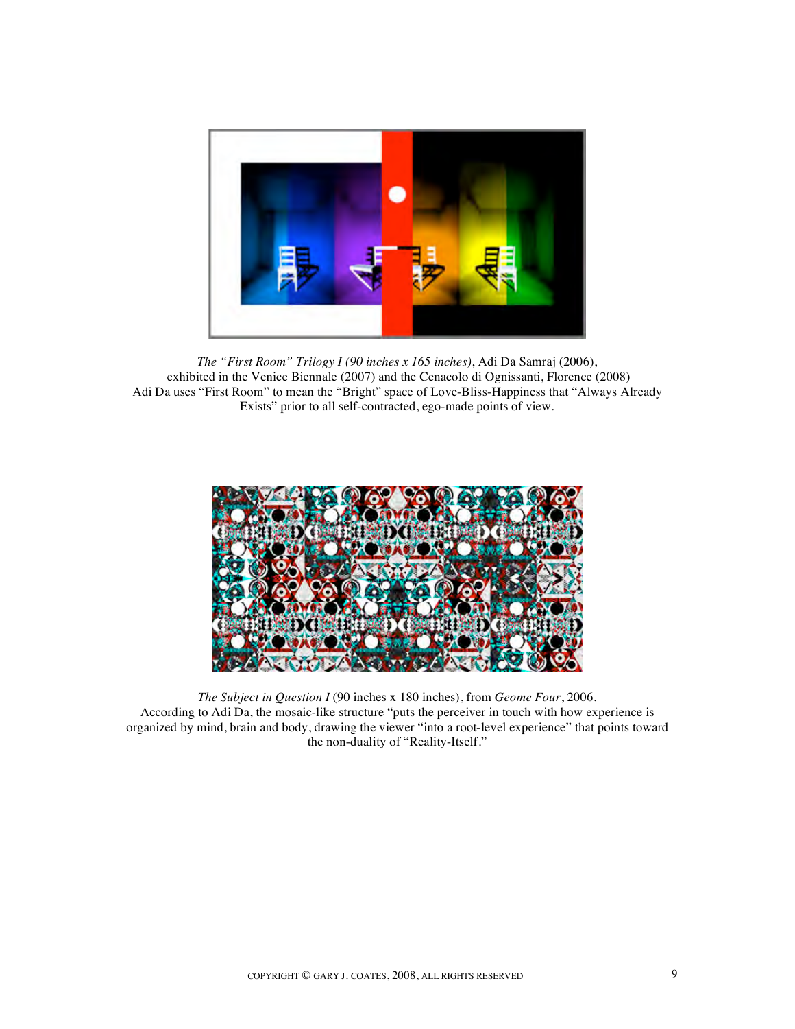*The "First Room" Trilogy I (90 inches x 165 inches)*, Adi Da Samraj (2006), exhibited in the Venice Biennale (2007) and the Cenacolo di Ognissanti, Florence (2008) Adi Da uses "First Room" to mean the "Bright" space of Love-Bliss-Happiness that "Always Already Exists" prior to all self-contracted, ego-made points of view.

*The Subject in Question I* (90 inches x 180 inches), from *Geome Four*, 2006. According to Adi Da, the mosaic-like structure "puts the perceiver in touch with how experience is organized by mind, brain and body, drawing the viewer "into a root-level experience" that points toward the non-duality of "Reality-Itself."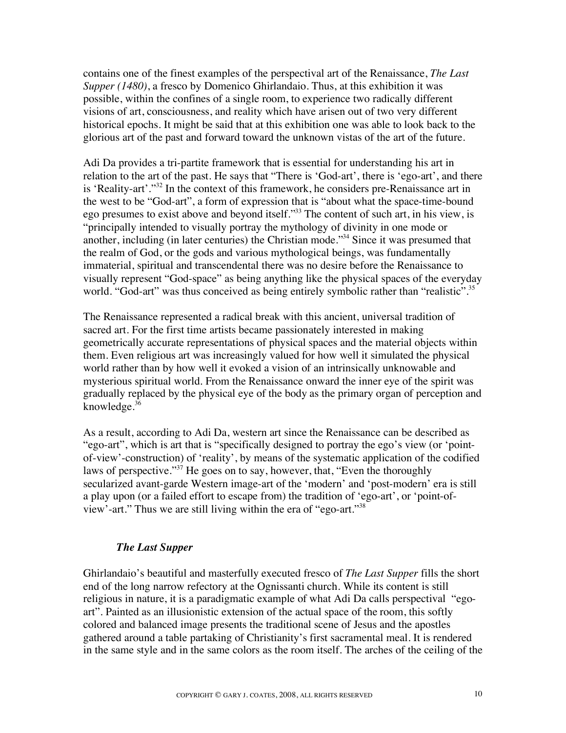contains one of the finest examples of the perspectival art of the Renaissance, *The Last Supper (1480)*, a fresco by Domenico Ghirlandaio. Thus, at this exhibition it was possible, within the confines of a single room, to experience two radically different visions of art, consciousness, and reality which have arisen out of two very different historical epochs. It might be said that at this exhibition one was able to look back to the glorious art of the past and forward toward the unknown vistas of the art of the future.

Adi Da provides a tri-partite framework that is essential for understanding his art in relation to the art of the past. He says that "There is 'God-art', there is 'ego-art', and there is 'Reality-art'."[32] In the context of this framework, he considers pre-Renaissance art in the west to be "God-art", a form of expression that is "about what the space-time-bound ego presumes to exist above and beyond itself."[33] The content of such art, in his view, is "principally intended to visually portray the mythology of divinity in one mode or another, including (in later centuries) the Christian mode."[34] Since it was presumed that the realm of God, or the gods and various mythological beings, was fundamentally immaterial, spiritual and transcendental there was no desire before the Renaissance to visually represent "God-space" as being anything like the physical spaces of the everyday world. "God-art" was thus conceived as being entirely symbolic rather than "realistic".[35]

The Renaissance represented a radical break with this ancient, universal tradition of sacred art. For the first time artists became passionately interested in making geometrically accurate representations of physical spaces and the material objects within them. Even religious art was increasingly valued for how well it simulated the physical world rather than by how well it evoked a vision of an intrinsically unknowable and mysterious spiritual world. From the Renaissance onward the inner eye of the spirit was gradually replaced by the physical eye of the body as the primary organ of perception and knowledge.[36]

As a result, according to Adi Da, western art since the Renaissance can be described as "ego-art", which is art that is "specifically designed to portray the ego's view (or 'point-of-view'-construction) of 'reality', by means of the systematic application of the codified laws of perspective."[37] He goes on to say, however, that, "Even the thoroughly secularized avant-garde Western image-art of the 'modern' and 'post-modern' era is still a play upon (or a failed effort to escape from) the tradition of 'ego-art', or 'point-of-view'-art." Thus we are still living within the era of "ego-art."[38]

### *The Last Supper*

Ghirlandaio's beautiful and masterfully executed fresco of *The Last Supper* fills the short end of the long narrow refectory at the Ognissanti church. While its content is still religious in nature, it is a paradigmatic example of what Adi Da calls perspectival "ego-art". Painted as an illusionistic extension of the actual space of the room, this softly colored and balanced image presents the traditional scene of Jesus and the apostles gathered around a table partaking of Christianity's first sacramental meal. It is rendered in the same style and in the same colors as the room itself. The arches of the ceiling of the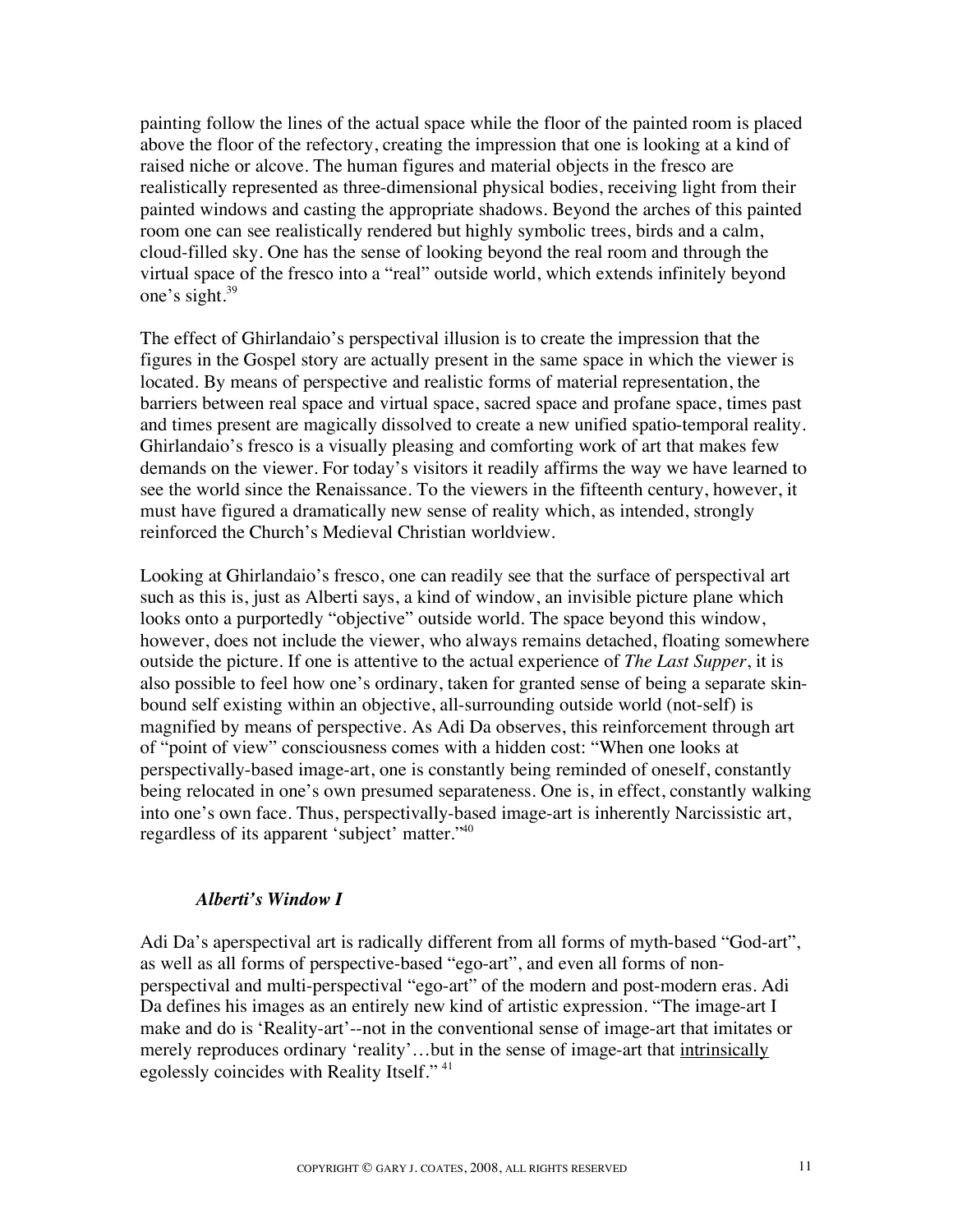painting follow the lines of the actual space while the floor of the painted room is placed above the floor of the refectory, creating the impression that one is looking at a kind of raised niche or alcove. The human figures and material objects in the fresco are realistically represented as three-dimensional physical bodies, receiving light from their painted windows and casting the appropriate shadows. Beyond the arches of this painted room one can see realistically rendered but highly symbolic trees, birds and a calm, cloud-filled sky. One has the sense of looking beyond the real room and through the virtual space of the fresco into a "real" outside world, which extends infinitely beyond one's sight.[39]

The effect of Ghirlandaio's perspectival illusion is to create the impression that the figures in the Gospel story are actually present in the same space in which the viewer is located. By means of perspective and realistic forms of material representation, the barriers between real space and virtual space, sacred space and profane space, times past and times present are magically dissolved to create a new unified spatio-temporal reality. Ghirlandaio's fresco is a visually pleasing and comforting work of art that makes few demands on the viewer. For today's visitors it readily affirms the way we have learned to see the world since the Renaissance. To the viewers in the fifteenth century, however, it must have figured a dramatically new sense of reality which, as intended, strongly reinforced the Church's Medieval Christian worldview.

Looking at Ghirlandaio's fresco, one can readily see that the surface of perspectival art such as this is, just as Alberti says, a kind of window, an invisible picture plane which looks onto a purportedly "objective" outside world. The space beyond this window, however, does not include the viewer, who always remains detached, floating somewhere outside the picture. If one is attentive to the actual experience of *The Last Supper*, it is also possible to feel how one's ordinary, taken for granted sense of being a separate skin-bound self existing within an objective, all-surrounding outside world (not-self) is magnified by means of perspective. As Adi Da observes, this reinforcement through art of "point of view" consciousness comes with a hidden cost: "When one looks at perspectivally-based image-art, one is constantly being reminded of oneself, constantly being relocated in one's own presumed separateness. One is, in effect, constantly walking into one's own face. Thus, perspectivally-based image-art is inherently Narcissistic art, regardless of its apparent 'subject' matter."[40]

### *Alberti's Window I*

Adi Da's aperspectival art is radically different from all forms of myth-based "God-art", as well as all forms of perspective-based "ego-art", and even all forms of non-perspectival and multi-perspectival "ego-art" of the modern and post-modern eras. Adi Da defines his images as an entirely new kind of artistic expression. "The image-art I make and do is 'Reality-art'--not in the conventional sense of image-art that imitates or merely reproduces ordinary 'reality'…but in the sense of image-art that intrinsically egolessly coincides with Reality Itself." [41]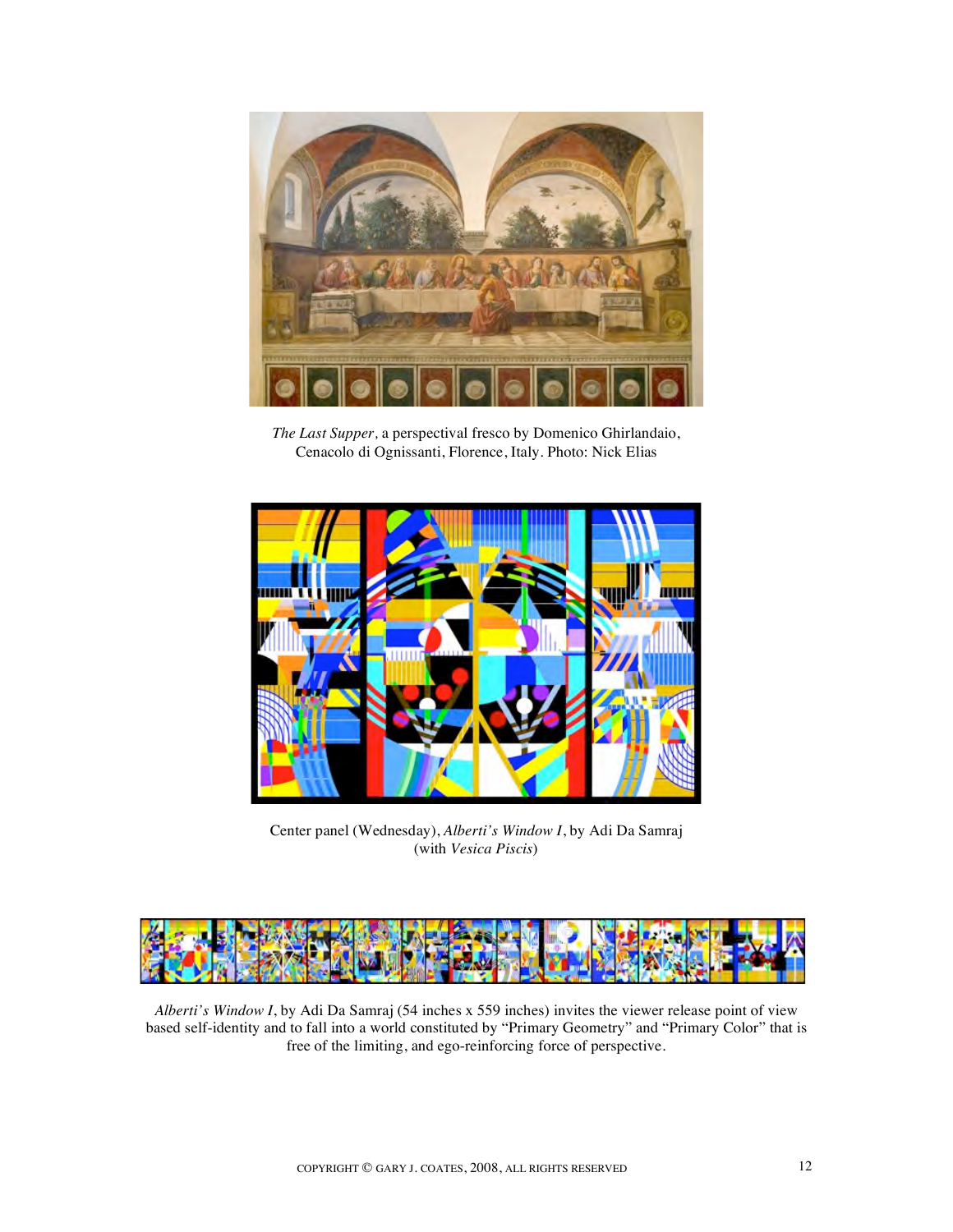*The Last Supper*, a perspectival fresco by Domenico Ghirlandaio, Cenacolo di Ognissanti, Florence, Italy. Photo: Nick Elias

Center panel (Wednesday), *Alberti's Window I*, by Adi Da Samraj (with *Vesica Piscis*)

*Alberti's Window I*, by Adi Da Samraj (54 inches x 559 inches) invites the viewer release point of view based self-identity and to fall into a world constituted by "Primary Geometry" and "Primary Color" that is free of the limiting, and ego-reinforcing force of perspective.

COPYRIGHT © GARY J. COATES, 2008, ALL RIGHTS RESERVED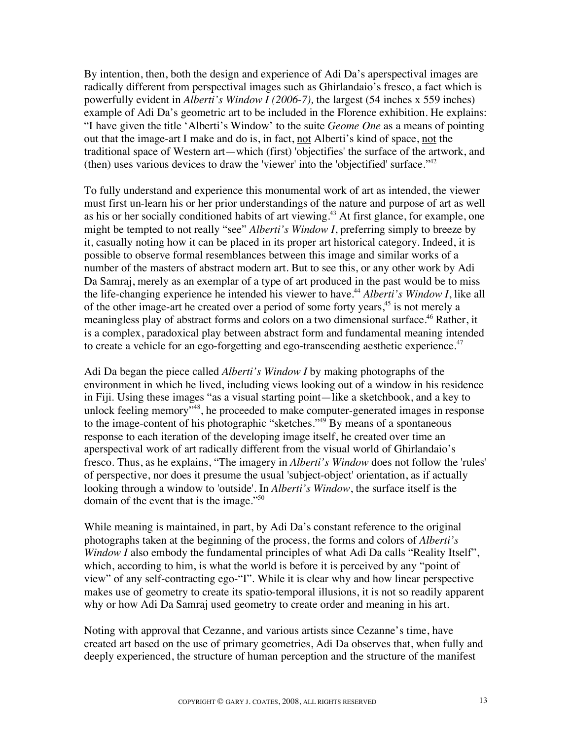By intention, then, both the design and experience of Adi Da's aperspectival images are radically different from perspectival images such as Ghirlandaio's fresco, a fact which is powerfully evident in *Alberti's Window I (2006-7),* the largest (54 inches x 559 inches) example of Adi Da's geometric art to be included in the Florence exhibition. He explains: "I have given the title 'Alberti's Window' to the suite *Geome One* as a means of pointing out that the image-art I make and do is, in fact, <u>not</u> Alberti's kind of space, <u>not</u> the traditional space of Western art—which (first) 'objectifies' the surface of the artwork, and (then) uses various devices to draw the 'viewer' into the 'objectified' surface."[42]

To fully understand and experience this monumental work of art as intended, the viewer must first un-learn his or her prior understandings of the nature and purpose of art as well as his or her socially conditioned habits of art viewing.[43] At first glance, for example, one might be tempted to not really "see" *Alberti's Window I*, preferring simply to breeze by it, casually noting how it can be placed in its proper art historical category. Indeed, it is possible to observe formal resemblances between this image and similar works of a number of the masters of abstract modern art. But to see this, or any other work by Adi Da Samraj, merely as an exemplar of a type of art produced in the past would be to miss the life-changing experience he intended his viewer to have.[44] *Alberti's Window I*, like all of the other image-art he created over a period of some forty years,[45] is not merely a meaningless play of abstract forms and colors on a two dimensional surface.[46] Rather, it is a complex, paradoxical play between abstract form and fundamental meaning intended to create a vehicle for an ego-forgetting and ego-transcending aesthetic experience.[47]

Adi Da began the piece called *Alberti's Window I* by making photographs of the environment in which he lived, including views looking out of a window in his residence in Fiji. Using these images "as a visual starting point—like a sketchbook, and a key to unlock feeling memory"[48], he proceeded to make computer-generated images in response to the image-content of his photographic "sketches."[49] By means of a spontaneous response to each iteration of the developing image itself, he created over time an aperspectival work of art radically different from the visual world of Ghirlandaio's fresco. Thus, as he explains, "The imagery in *Alberti's Window* does not follow the 'rules' of perspective, nor does it presume the usual 'subject-object' orientation, as if actually looking through a window to 'outside'. In *Alberti's Window*, the surface itself is the domain of the event that is the image."[50]

While meaning is maintained, in part, by Adi Da's constant reference to the original photographs taken at the beginning of the process, the forms and colors of *Alberti's Window I* also embody the fundamental principles of what Adi Da calls "Reality Itself", which, according to him, is what the world is before it is perceived by any "point of view" of any self-contracting ego-"I". While it is clear why and how linear perspective makes use of geometry to create its spatio-temporal illusions, it is not so readily apparent why or how Adi Da Samraj used geometry to create order and meaning in his art.

Noting with approval that Cezanne, and various artists since Cezanne's time, have created art based on the use of primary geometries, Adi Da observes that, when fully and deeply experienced, the structure of human perception and the structure of the manifest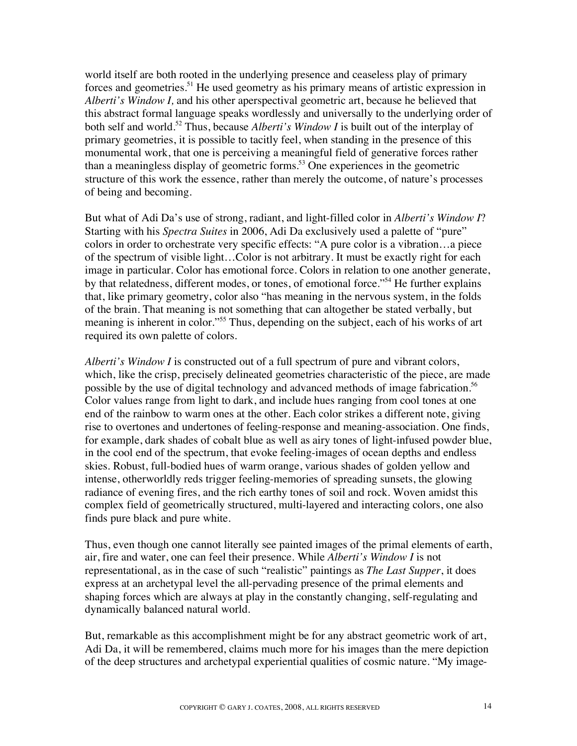world itself are both rooted in the underlying presence and ceaseless play of primary forces and geometries.[51] He used geometry as his primary means of artistic expression in *Alberti's Window I,* and his other aperspectival geometric art, because he believed that this abstract formal language speaks wordlessly and universally to the underlying order of both self and world.[52] Thus, because *Alberti's Window I* is built out of the interplay of primary geometries, it is possible to tacitly feel, when standing in the presence of this monumental work, that one is perceiving a meaningful field of generative forces rather than a meaningless display of geometric forms.[53] One experiences in the geometric structure of this work the essence, rather than merely the outcome, of nature's processes of being and becoming.

But what of Adi Da's use of strong, radiant, and light-filled color in *Alberti's Window I*? Starting with his *Spectra Suites* in 2006, Adi Da exclusively used a palette of "pure" colors in order to orchestrate very specific effects: "A pure color is a vibration…a piece of the spectrum of visible light…Color is not arbitrary. It must be exactly right for each image in particular. Color has emotional force. Colors in relation to one another generate, by that relatedness, different modes, or tones, of emotional force."[54] He further explains that, like primary geometry, color also "has meaning in the nervous system, in the folds of the brain. That meaning is not something that can altogether be stated verbally, but meaning is inherent in color."[55] Thus, depending on the subject, each of his works of art required its own palette of colors.

*Alberti's Window I* is constructed out of a full spectrum of pure and vibrant colors, which, like the crisp, precisely delineated geometries characteristic of the piece, are made possible by the use of digital technology and advanced methods of image fabrication.[56] Color values range from light to dark, and include hues ranging from cool tones at one end of the rainbow to warm ones at the other. Each color strikes a different note, giving rise to overtones and undertones of feeling-response and meaning-association. One finds, for example, dark shades of cobalt blue as well as airy tones of light-infused powder blue, in the cool end of the spectrum, that evoke feeling-images of ocean depths and endless skies. Robust, full-bodied hues of warm orange, various shades of golden yellow and intense, otherworldly reds trigger feeling-memories of spreading sunsets, the glowing radiance of evening fires, and the rich earthy tones of soil and rock. Woven amidst this complex field of geometrically structured, multi-layered and interacting colors, one also finds pure black and pure white.

Thus, even though one cannot literally see painted images of the primal elements of earth, air, fire and water, one can feel their presence. While *Alberti's Window I* is not representational, as in the case of such "realistic" paintings as *The Last Supper*, it does express at an archetypal level the all-pervading presence of the primal elements and shaping forces which are always at play in the constantly changing, self-regulating and dynamically balanced natural world.

But, remarkable as this accomplishment might be for any abstract geometric work of art, Adi Da, it will be remembered, claims much more for his images than the mere depiction of the deep structures and archetypal experiential qualities of cosmic nature. "My image-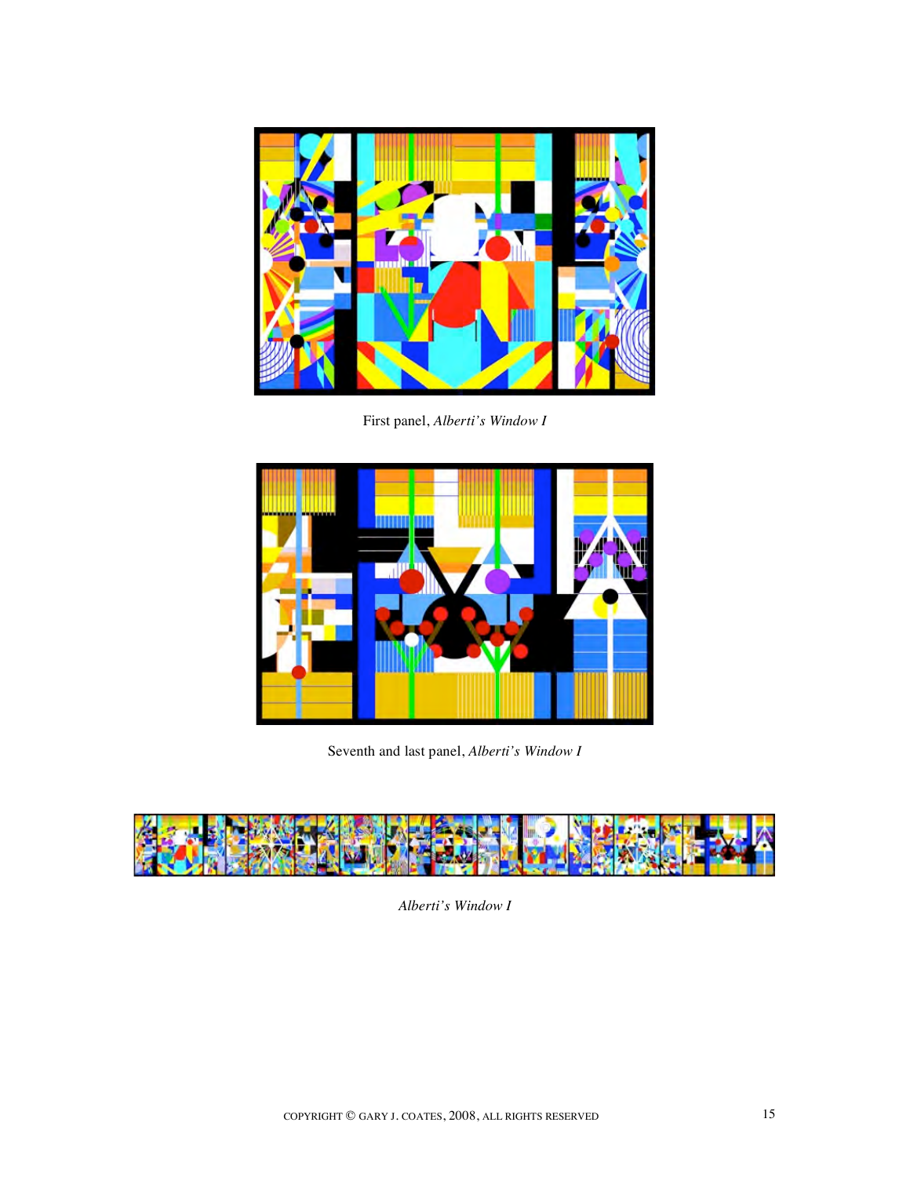First panel, *Alberti's Window I*

Seventh and last panel, *Alberti's Window I*

*Alberti's Window I*

COPYRIGHT © GARY J. COATES, 2008, ALL RIGHTS RESERVED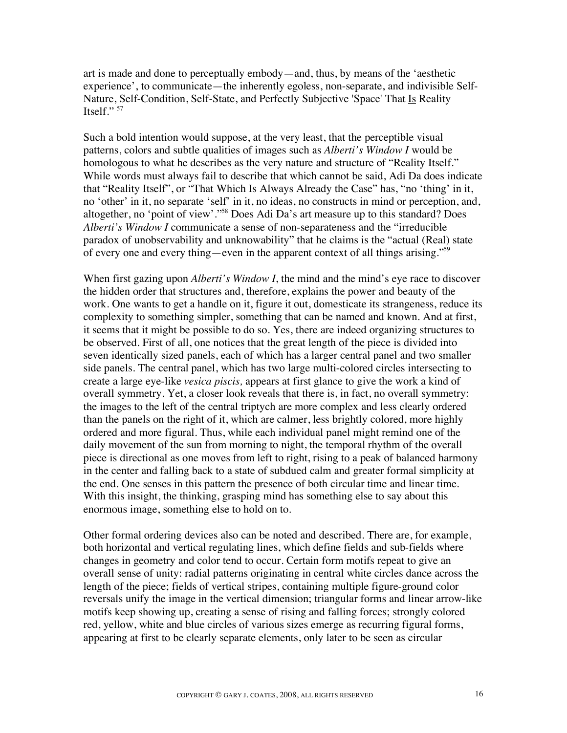art is made and done to perceptually embody—and, thus, by means of the 'aesthetic experience', to communicate—the inherently egoless, non-separate, and indivisible Self-Nature, Self-Condition, Self-State, and Perfectly Subjective 'Space' That Is Reality Itself." [57]

Such a bold intention would suppose, at the very least, that the perceptible visual patterns, colors and subtle qualities of images such as *Alberti's Window I* would be homologous to what he describes as the very nature and structure of "Reality Itself." While words must always fail to describe that which cannot be said, Adi Da does indicate that "Reality Itself", or "That Which Is Always Already the Case" has, "no 'thing' in it, no 'other' in it, no separate 'self' in it, no ideas, no constructs in mind or perception, and, altogether, no 'point of view'."[58] Does Adi Da's art measure up to this standard? Does *Alberti's Window I* communicate a sense of non-separateness and the "irreducible paradox of unobservability and unknowability" that he claims is the "actual (Real) state of every one and every thing—even in the apparent context of all things arising."[59]

When first gazing upon *Alberti's Window I*, the mind and the mind's eye race to discover the hidden order that structures and, therefore, explains the power and beauty of the work. One wants to get a handle on it, figure it out, domesticate its strangeness, reduce its complexity to something simpler, something that can be named and known. And at first, it seems that it might be possible to do so. Yes, there are indeed organizing structures to be observed. First of all, one notices that the great length of the piece is divided into seven identically sized panels, each of which has a larger central panel and two smaller side panels. The central panel, which has two large multi-colored circles intersecting to create a large eye-like *vesica piscis,* appears at first glance to give the work a kind of overall symmetry. Yet, a closer look reveals that there is, in fact, no overall symmetry: the images to the left of the central triptych are more complex and less clearly ordered than the panels on the right of it, which are calmer, less brightly colored, more highly ordered and more figural. Thus, while each individual panel might remind one of the daily movement of the sun from morning to night, the temporal rhythm of the overall piece is directional as one moves from left to right, rising to a peak of balanced harmony in the center and falling back to a state of subdued calm and greater formal simplicity at the end. One senses in this pattern the presence of both circular time and linear time. With this insight, the thinking, grasping mind has something else to say about this enormous image, something else to hold on to.

Other formal ordering devices also can be noted and described. There are, for example, both horizontal and vertical regulating lines, which define fields and sub-fields where changes in geometry and color tend to occur. Certain form motifs repeat to give an overall sense of unity: radial patterns originating in central white circles dance across the length of the piece; fields of vertical stripes, containing multiple figure-ground color reversals unify the image in the vertical dimension; triangular forms and linear arrow-like motifs keep showing up, creating a sense of rising and falling forces; strongly colored red, yellow, white and blue circles of various sizes emerge as recurring figural forms, appearing at first to be clearly separate elements, only later to be seen as circular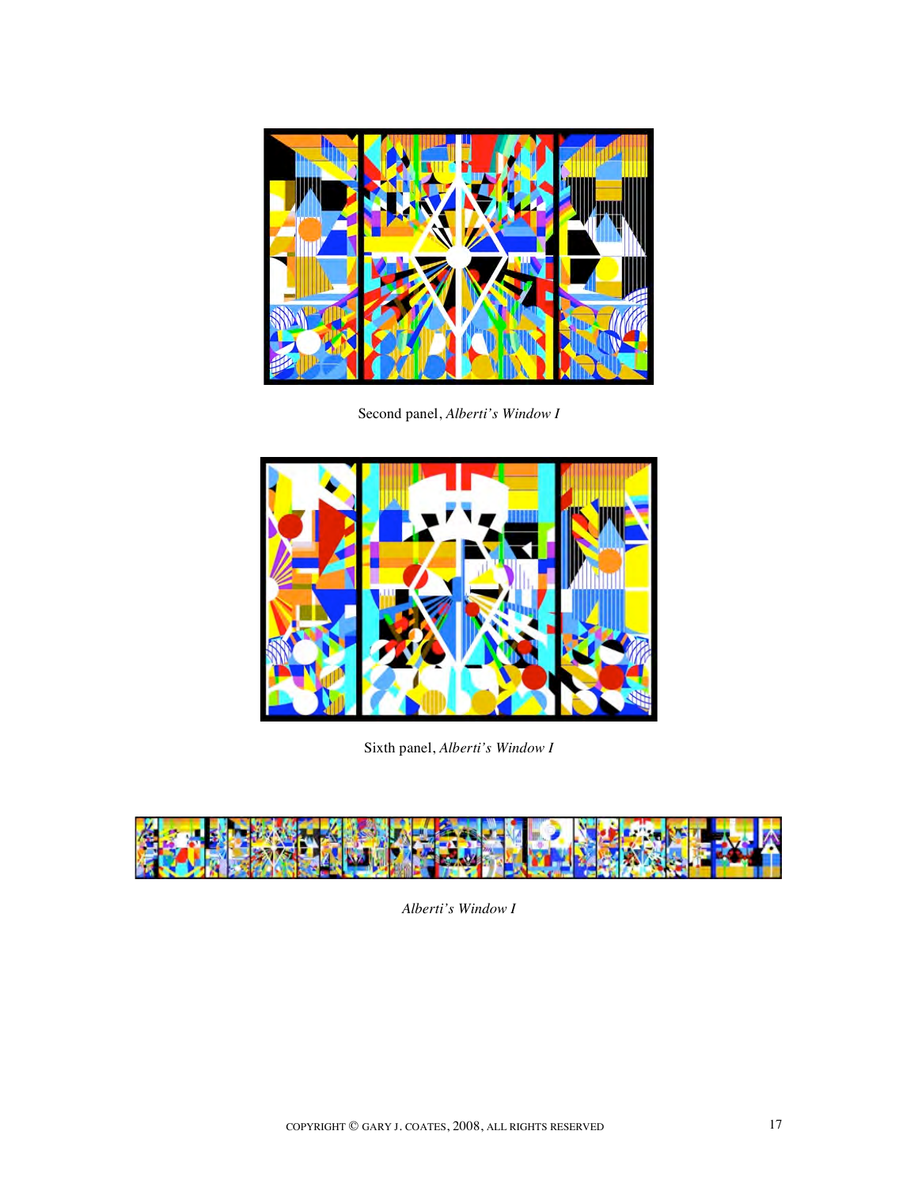Second panel, *Alberti's Window I*

Sixth panel, *Alberti's Window I*

*Alberti's Window I*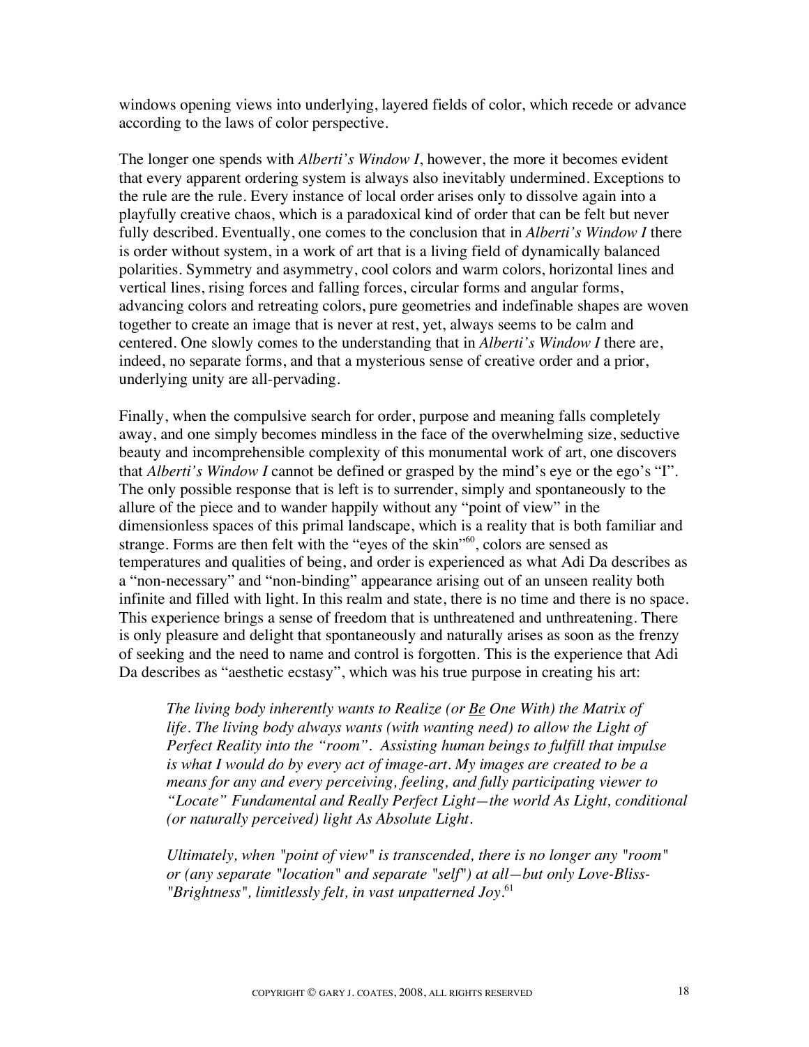windows opening views into underlying, layered fields of color, which recede or advance according to the laws of color perspective.

The longer one spends with *Alberti's Window I*, however, the more it becomes evident that every apparent ordering system is always also inevitably undermined. Exceptions to the rule are the rule. Every instance of local order arises only to dissolve again into a playfully creative chaos, which is a paradoxical kind of order that can be felt but never fully described. Eventually, one comes to the conclusion that in *Alberti's Window I* there is order without system, in a work of art that is a living field of dynamically balanced polarities. Symmetry and asymmetry, cool colors and warm colors, horizontal lines and vertical lines, rising forces and falling forces, circular forms and angular forms, advancing colors and retreating colors, pure geometries and indefinable shapes are woven together to create an image that is never at rest, yet, always seems to be calm and centered. One slowly comes to the understanding that in *Alberti's Window I* there are, indeed, no separate forms, and that a mysterious sense of creative order and a prior, underlying unity are all-pervading.

Finally, when the compulsive search for order, purpose and meaning falls completely away, and one simply becomes mindless in the face of the overwhelming size, seductive beauty and incomprehensible complexity of this monumental work of art, one discovers that *Alberti's Window I* cannot be defined or grasped by the mind's eye or the ego's "I". The only possible response that is left is to surrender, simply and spontaneously to the allure of the piece and to wander happily without any "point of view" in the dimensionless spaces of this primal landscape, which is a reality that is both familiar and strange. Forms are then felt with the "eyes of the skin"[60], colors are sensed as temperatures and qualities of being, and order is experienced as what Adi Da describes as a "non-necessary" and "non-binding" appearance arising out of an unseen reality both infinite and filled with light. In this realm and state, there is no time and there is no space. This experience brings a sense of freedom that is unthreatened and unthreatening. There is only pleasure and delight that spontaneously and naturally arises as soon as the frenzy of seeking and the need to name and control is forgotten. This is the experience that Adi Da describes as "aesthetic ecstasy", which was his true purpose in creating his art:

> *The living body inherently wants to Realize (or <u>Be</u> One With) the Matrix of life. The living body always wants (with wanting need) to allow the Light of Perfect Reality into the "room". Assisting human beings to fulfill that impulse is what I would do by every act of image-art. My images are created to be a means for any and every perceiving, feeling, and fully participating viewer to "Locate" Fundamental and Really Perfect Light—the world As Light, conditional (or naturally perceived) light As Absolute Light.*
>
> *Ultimately, when "point of view" is transcended, there is no longer any "room" or (any separate "location" and separate "self") at all—but only Love-Bliss-"Brightness", limitlessly felt, in vast unpatterned Joy.*[61]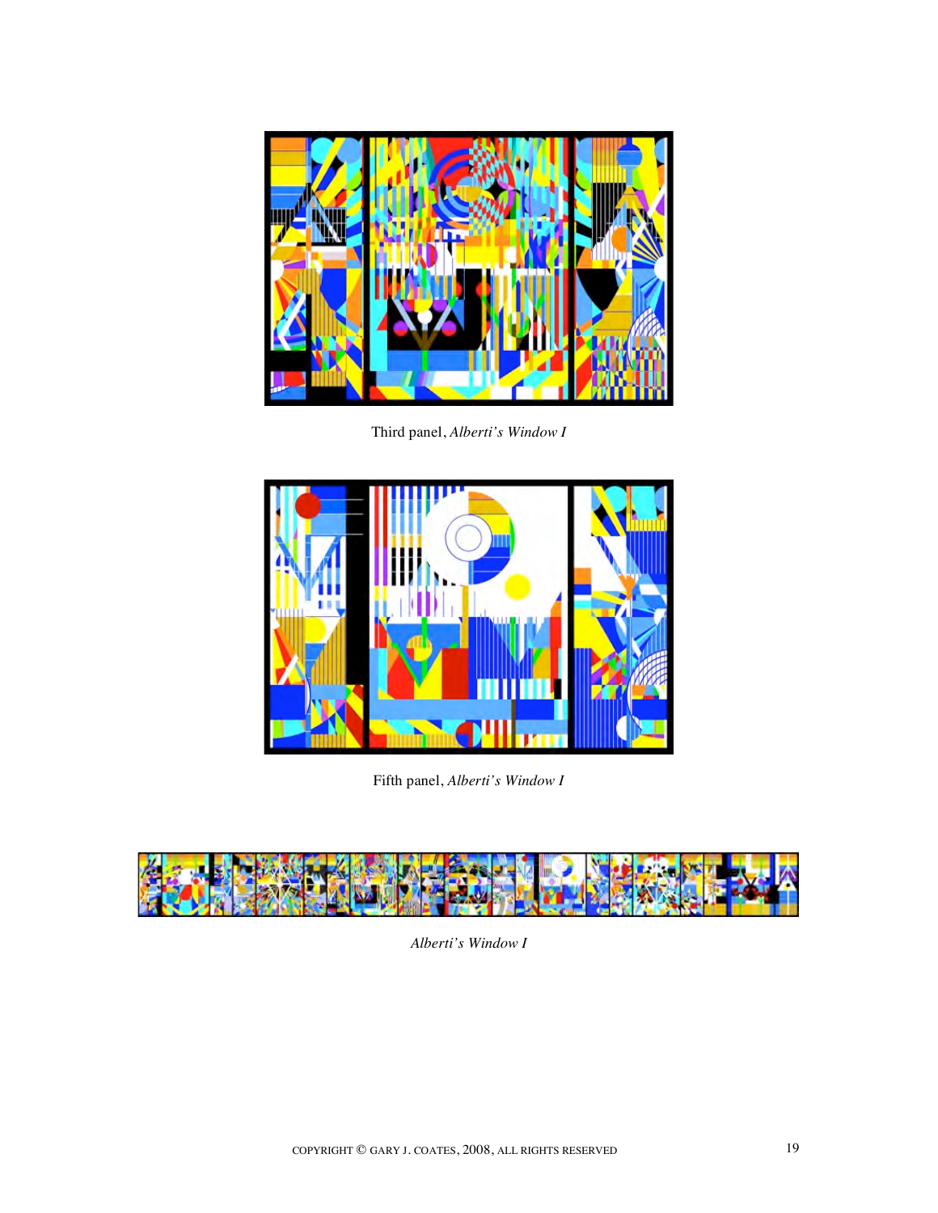Third panel, *Alberti's Window I*

Fifth panel, *Alberti's Window I*

*Alberti's Window I*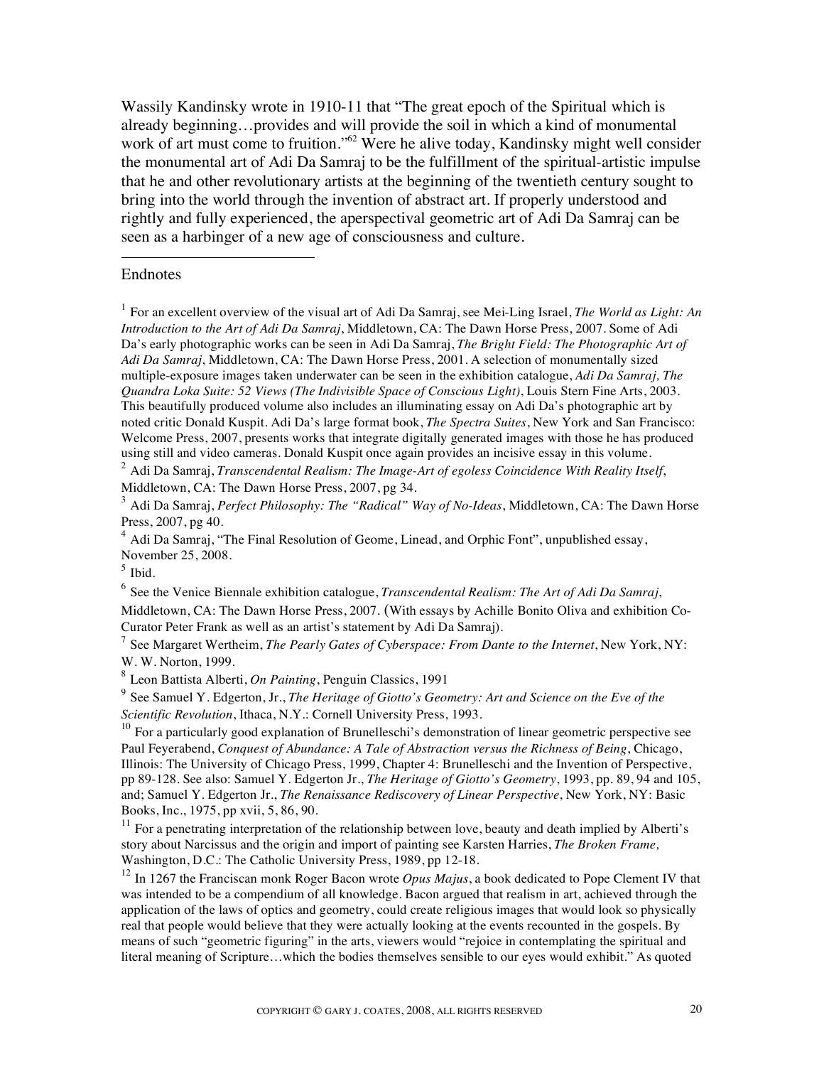Wassily Kandinsky wrote in 1910-11 that "The great epoch of the Spiritual which is already beginning…provides and will provide the soil in which a kind of monumental work of art must come to fruition."[62] Were he alive today, Kandinsky might well consider the monumental art of Adi Da Samraj to be the fulfillment of the spiritual-artistic impulse that he and other revolutionary artists at the beginning of the twentieth century sought to bring into the world through the invention of abstract art. If properly understood and rightly and fully experienced, the aperspectival geometric art of Adi Da Samraj can be seen as a harbinger of a new age of consciousness and culture.

---

Endnotes

[1] For an excellent overview of the visual art of Adi Da Samraj, see Mei-Ling Israel, *The World as Light: An Introduction to the Art of Adi Da Samraj*, Middletown, CA: The Dawn Horse Press, 2007. Some of Adi Da's early photographic works can be seen in Adi Da Samraj, *The Bright Field: The Photographic Art of Adi Da Samraj*, Middletown, CA: The Dawn Horse Press, 2001. A selection of monumentally sized multiple-exposure images taken underwater can be seen in the exhibition catalogue, *Adi Da Samraj, The Quandra Loka Suite: 52 Views (The Indivisible Space of Conscious Light)*, Louis Stern Fine Arts, 2003. This beautifully produced volume also includes an illuminating essay on Adi Da's photographic art by noted critic Donald Kuspit. Adi Da's large format book, *The Spectra Suites*, New York and San Francisco: Welcome Press, 2007, presents works that integrate digitally generated images with those he has produced using still and video cameras. Donald Kuspit once again provides an incisive essay in this volume.

[2] Adi Da Samraj, *Transcendental Realism: The Image-Art of egoless Coincidence With Reality Itself*, Middletown, CA: The Dawn Horse Press, 2007, pg 34.

[3] Adi Da Samraj, *Perfect Philosophy: The "Radical" Way of No-Ideas*, Middletown, CA: The Dawn Horse Press, 2007, pg 40.

[4] Adi Da Samraj, "The Final Resolution of Geome, Linead, and Orphic Font", unpublished essay, November 25, 2008.

[5] Ibid.

[6] See the Venice Biennale exhibition catalogue, *Transcendental Realism: The Art of Adi Da Samraj*, Middletown, CA: The Dawn Horse Press, 2007. (With essays by Achille Bonito Oliva and exhibition Co-Curator Peter Frank as well as an artist's statement by Adi Da Samraj).

[7] See Margaret Wertheim, *The Pearly Gates of Cyberspace: From Dante to the Internet*, New York, NY: W. W. Norton, 1999.

[8] Leon Battista Alberti, *On Painting*, Penguin Classics, 1991

[9] See Samuel Y. Edgerton, Jr., *The Heritage of Giotto's Geometry: Art and Science on the Eve of the Scientific Revolution*, Ithaca, N.Y.: Cornell University Press, 1993.

[10] For a particularly good explanation of Brunelleschi's demonstration of linear geometric perspective see Paul Feyerabend, *Conquest of Abundance: A Tale of Abstraction versus the Richness of Being*, Chicago, Illinois: The University of Chicago Press, 1999, Chapter 4: Brunelleschi and the Invention of Perspective, pp 89-128. See also: Samuel Y. Edgerton Jr., *The Heritage of Giotto's Geometry*, 1993, pp. 89, 94 and 105, and; Samuel Y. Edgerton Jr., *The Renaissance Rediscovery of Linear Perspective*, New York, NY: Basic Books, Inc., 1975, pp xvii, 5, 86, 90.

[11] For a penetrating interpretation of the relationship between love, beauty and death implied by Alberti's story about Narcissus and the origin and import of painting see Karsten Harries, *The Broken Frame,* Washington, D.C.: The Catholic University Press, 1989, pp 12-18.

[12] In 1267 the Franciscan monk Roger Bacon wrote *Opus Majus*, a book dedicated to Pope Clement IV that was intended to be a compendium of all knowledge. Bacon argued that realism in art, achieved through the application of the laws of optics and geometry, could create religious images that would look so physically real that people would believe that they were actually looking at the events recounted in the gospels. By means of such "geometric figuring" in the arts, viewers would "rejoice in contemplating the spiritual and literal meaning of Scripture…which the bodies themselves sensible to our eyes would exhibit." As quoted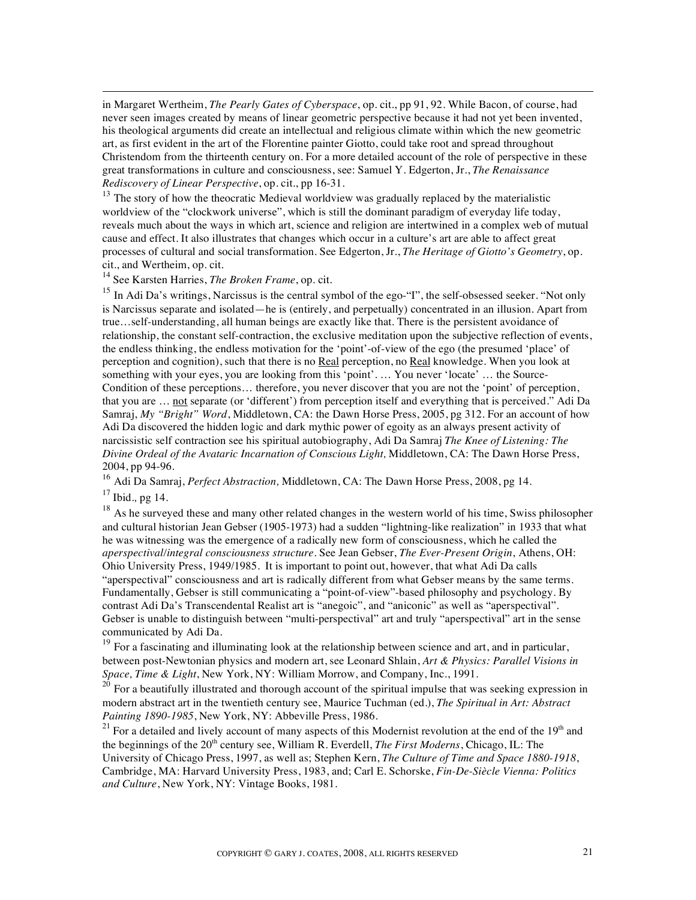in Margaret Wertheim, *The Pearly Gates of Cyberspace*, op. cit., pp 91, 92. While Bacon, of course, had never seen images created by means of linear geometric perspective because it had not yet been invented, his theological arguments did create an intellectual and religious climate within which the new geometric art, as first evident in the art of the Florentine painter Giotto, could take root and spread throughout Christendom from the thirteenth century on. For a more detailed account of the role of perspective in these great transformations in culture and consciousness, see: Samuel Y. Edgerton, Jr., *The Renaissance Rediscovery of Linear Perspective*, op. cit., pp 16-31.

[13] The story of how the theocratic Medieval worldview was gradually replaced by the materialistic worldview of the "clockwork universe", which is still the dominant paradigm of everyday life today, reveals much about the ways in which art, science and religion are intertwined in a complex web of mutual cause and effect. It also illustrates that changes which occur in a culture's art are able to affect great processes of cultural and social transformation. See Edgerton, Jr., *The Heritage of Giotto's Geometry*, op. cit., and Wertheim, op. cit.

[14] See Karsten Harries, *The Broken Frame*, op. cit.

[15] In Adi Da's writings, Narcissus is the central symbol of the ego-"I", the self-obsessed seeker. "Not only is Narcissus separate and isolated—he is (entirely, and perpetually) concentrated in an illusion. Apart from true…self-understanding, all human beings are exactly like that. There is the persistent avoidance of relationship, the constant self-contraction, the exclusive meditation upon the subjective reflection of events, the endless thinking, the endless motivation for the 'point'-of-view of the ego (the presumed 'place' of perception and cognition), such that there is no Real perception, no Real knowledge. When you look at something with your eyes, you are looking from this 'point'. … You never 'locate' … the Source-Condition of these perceptions… therefore, you never discover that you are not the 'point' of perception, that you are … not separate (or 'different') from perception itself and everything that is perceived." Adi Da Samraj, *My "Bright" Word*, Middletown, CA: the Dawn Horse Press, 2005, pg 312. For an account of how Adi Da discovered the hidden logic and dark mythic power of egoity as an always present activity of narcissistic self contraction see his spiritual autobiography, Adi Da Samraj *The Knee of Listening: The Divine Ordeal of the Avataric Incarnation of Conscious Light,* Middletown, CA: The Dawn Horse Press, 2004, pp 94-96.

[16] Adi Da Samraj, *Perfect Abstraction,* Middletown, CA: The Dawn Horse Press, 2008, pg 14.

[17] Ibid.*,* pg 14.

[18] As he surveyed these and many other related changes in the western world of his time, Swiss philosopher and cultural historian Jean Gebser (1905-1973) had a sudden "lightning-like realization" in 1933 that what he was witnessing was the emergence of a radically new form of consciousness, which he called the *aperspectival/integral consciousness structure*. See Jean Gebser, *The Ever-Present Origin*, Athens, OH: Ohio University Press, 1949/1985. It is important to point out, however, that what Adi Da calls "aperspectival" consciousness and art is radically different from what Gebser means by the same terms. Fundamentally, Gebser is still communicating a "point-of-view"-based philosophy and psychology. By contrast Adi Da's Transcendental Realist art is "anegoic", and "aniconic" as well as "aperspectival". Gebser is unable to distinguish between "multi-perspectival" art and truly "aperspectival" art in the sense communicated by Adi Da.

[19] For a fascinating and illuminating look at the relationship between science and art, and in particular, between post-Newtonian physics and modern art, see Leonard Shlain, *Art & Physics: Parallel Visions in Space, Time & Light*, New York, NY: William Morrow, and Company, Inc., 1991.

[20] For a beautifully illustrated and thorough account of the spiritual impulse that was seeking expression in modern abstract art in the twentieth century see, Maurice Tuchman (ed.), *The Spiritual in Art: Abstract Painting 1890-1985*, New York, NY: Abbeville Press, 1986.

[21] For a detailed and lively account of many aspects of this Modernist revolution at the end of the 19th and the beginnings of the 20th century see, William R. Everdell, *The First Moderns*, Chicago, IL: The University of Chicago Press, 1997, as well as; Stephen Kern, *The Culture of Time and Space 1880-1918*, Cambridge, MA: Harvard University Press, 1983, and; Carl E. Schorske, *Fin-De-Siècle Vienna: Politics and Culture*, New York, NY: Vintage Books, 1981.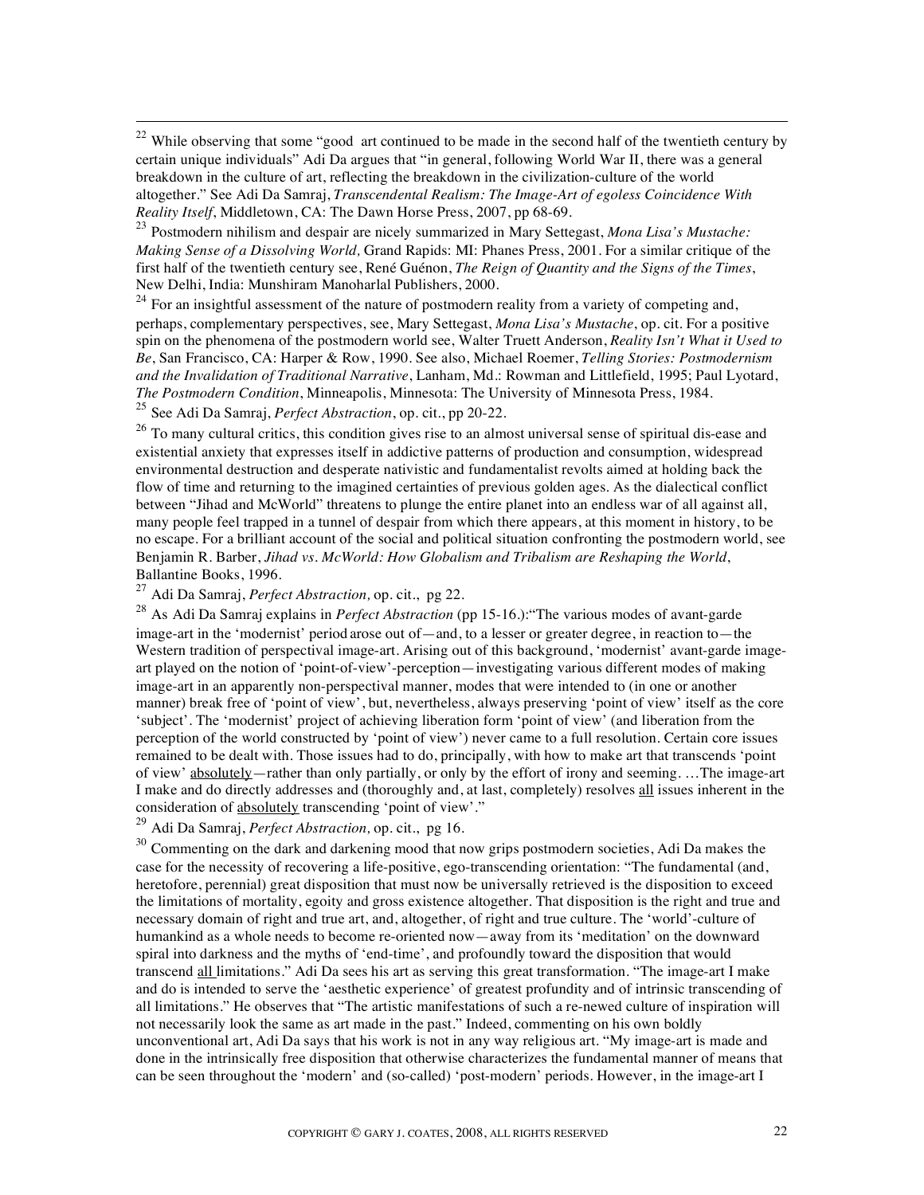[22] While observing that some "good art continued to be made in the second half of the twentieth century by certain unique individuals" Adi Da argues that "in general, following World War II, there was a general breakdown in the culture of art, reflecting the breakdown in the civilization-culture of the world altogether." See Adi Da Samraj, *Transcendental Realism: The Image-Art of egoless Coincidence With Reality Itself*, Middletown, CA: The Dawn Horse Press, 2007, pp 68-69.

[23] Postmodern nihilism and despair are nicely summarized in Mary Settegast, *Mona Lisa's Mustache: Making Sense of a Dissolving World,* Grand Rapids: MI: Phanes Press, 2001. For a similar critique of the first half of the twentieth century see, René Guénon, *The Reign of Quantity and the Signs of the Times*, New Delhi, India: Munshiram Manoharlal Publishers, 2000.

[24] For an insightful assessment of the nature of postmodern reality from a variety of competing and, perhaps, complementary perspectives, see, Mary Settegast, *Mona Lisa's Mustache*, op. cit.. For a positive spin on the phenomena of the postmodern world see, Walter Truett Anderson, *Reality Isn't What it Used to Be*, San Francisco, CA: Harper & Row, 1990. See also, Michael Roemer, *Telling Stories: Postmodernism and the Invalidation of Traditional Narrative*, Lanham, Md.: Rowman and Littlefield, 1995; Paul Lyotard, *The Postmodern Condition*, Minneapolis, Minnesota: The University of Minnesota Press, 1984.

[25] See Adi Da Samraj, *Perfect Abstraction*, op. cit., pp 20-22.

[26] To many cultural critics, this condition gives rise to an almost universal sense of spiritual dis-ease and existential anxiety that expresses itself in addictive patterns of production and consumption, widespread environmental destruction and desperate nativistic and fundamentalist revolts aimed at holding back the flow of time and returning to the imagined certainties of previous golden ages. As the dialectical conflict between "Jihad and McWorld" threatens to plunge the entire planet into an endless war of all against all, many people feel trapped in a tunnel of despair from which there appears, at this moment in history, to be no escape. For a brilliant account of the social and political situation confronting the postmodern world, see Benjamin R. Barber, *Jihad vs. McWorld: How Globalism and Tribalism are Reshaping the World*, Ballantine Books, 1996.

[27] Adi Da Samraj, *Perfect Abstraction,* op. cit., pg 22.

[28] As Adi Da Samraj explains in *Perfect Abstraction* (pp 15-16.):"The various modes of avant-garde image-art in the 'modernist' period arose out of—and, to a lesser or greater degree, in reaction to—the Western tradition of perspectival image-art. Arising out of this background, 'modernist' avant-garde image-art played on the notion of 'point-of-view'-perception—investigating various different modes of making image-art in an apparently non-perspectival manner, modes that were intended to (in one or another manner) break free of 'point of view', but, nevertheless, always preserving 'point of view' itself as the core 'subject'. The 'modernist' project of achieving liberation form 'point of view' (and liberation from the perception of the world constructed by 'point of view') never came to a full resolution. Certain core issues remained to be dealt with. Those issues had to do, principally, with how to make art that transcends 'point of view' absolutely—rather than only partially, or only by the effort of irony and seeming. …The image-art I make and do directly addresses and (thoroughly and, at last, completely) resolves all issues inherent in the consideration of absolutely transcending 'point of view'."

[29] Adi Da Samraj, *Perfect Abstraction,* op. cit., pg 16.

[30] Commenting on the dark and darkening mood that now grips postmodern societies, Adi Da makes the case for the necessity of recovering a life-positive, ego-transcending orientation: "The fundamental (and, heretofore, perennial) great disposition that must now be universally retrieved is the disposition to exceed the limitations of mortality, egoity and gross existence altogether. That disposition is the right and true and necessary domain of right and true art, and, altogether, of right and true culture. The 'world'-culture of humankind as a whole needs to become re-oriented now—away from its 'meditation' on the downward spiral into darkness and the myths of 'end-time', and profoundly toward the disposition that would transcend all limitations." Adi Da sees his art as serving this great transformation. "The image-art I make and do is intended to serve the 'aesthetic experience' of greatest profundity and of intrinsic transcending of all limitations." He observes that "The artistic manifestations of such a re-newed culture of inspiration will not necessarily look the same as art made in the past." Indeed, commenting on his own boldly unconventional art, Adi Da says that his work is not in any way religious art. "My image-art is made and done in the intrinsically free disposition that otherwise characterizes the fundamental manner of means that can be seen throughout the 'modern' and (so-called) 'post-modern' periods. However, in the image-art I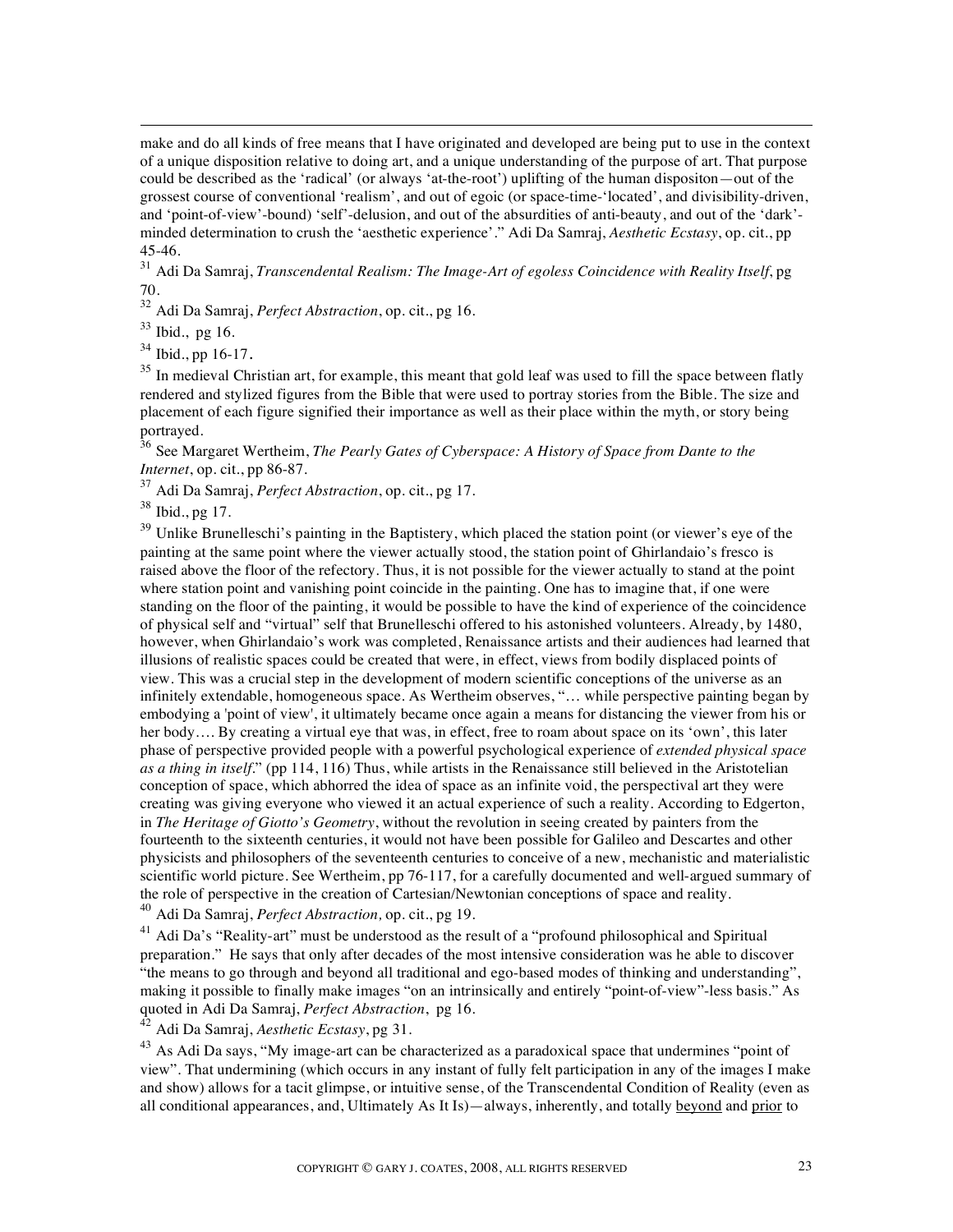make and do all kinds of free means that I have originated and developed are being put to use in the context of a unique disposition relative to doing art, and a unique understanding of the purpose of art. That purpose could be described as the 'radical' (or always 'at-the-root') uplifting of the human dispositon—out of the grossest course of conventional 'realism', and out of egoic (or space-time-'located', and divisibility-driven, and 'point-of-view'-bound) 'self'-delusion, and out of the absurdities of anti-beauty, and out of the 'dark'-minded determination to crush the 'aesthetic experience'." Adi Da Samraj, *Aesthetic Ecstasy*, op. cit., pp 45-46.

[31] Adi Da Samraj, *Transcendental Realism: The Image-Art of egoless Coincidence with Reality Itself*, pg 70.

[32] Adi Da Samraj, *Perfect Abstraction*, op. cit., pg 16.

[33] Ibid., pg 16.

[34] Ibid., pp 16-17.

[35] In medieval Christian art, for example, this meant that gold leaf was used to fill the space between flatly rendered and stylized figures from the Bible that were used to portray stories from the Bible. The size and placement of each figure signified their importance as well as their place within the myth, or story being portrayed.

[36] See Margaret Wertheim, *The Pearly Gates of Cyberspace: A History of Space from Dante to the Internet*, op. cit., pp 86-87.

[37] Adi Da Samraj, *Perfect Abstraction*, op. cit., pg 17.

[38] Ibid., pg 17.

[39] Unlike Brunelleschi's painting in the Baptistery, which placed the station point (or viewer's eye of the painting at the same point where the viewer actually stood, the station point of Ghirlandaio's fresco is raised above the floor of the refectory. Thus, it is not possible for the viewer actually to stand at the point where station point and vanishing point coincide in the painting. One has to imagine that, if one were standing on the floor of the painting, it would be possible to have the kind of experience of the coincidence of physical self and "virtual" self that Brunelleschi offered to his astonished volunteers. Already, by 1480, however, when Ghirlandaio's work was completed, Renaissance artists and their audiences had learned that illusions of realistic spaces could be created that were, in effect, views from bodily displaced points of view. This was a crucial step in the development of modern scientific conceptions of the universe as an infinitely extendable, homogeneous space. As Wertheim observes, "… while perspective painting began by embodying a 'point of view', it ultimately became once again a means for distancing the viewer from his or her body…. By creating a virtual eye that was, in effect, free to roam about space on its 'own', this later phase of perspective provided people with a powerful psychological experience of *extended physical space as a thing in itself*." (pp 114, 116) Thus, while artists in the Renaissance still believed in the Aristotelian conception of space, which abhorred the idea of space as an infinite void, the perspectival art they were creating was giving everyone who viewed it an actual experience of such a reality. According to Edgerton, in *The Heritage of Giotto's Geometry*, without the revolution in seeing created by painters from the fourteenth to the sixteenth centuries, it would not have been possible for Galileo and Descartes and other physicists and philosophers of the seventeenth centuries to conceive of a new, mechanistic and materialistic scientific world picture. See Wertheim, pp 76-117, for a carefully documented and well-argued summary of the role of perspective in the creation of Cartesian/Newtonian conceptions of space and reality.

[40] Adi Da Samraj, *Perfect Abstraction,* op. cit., pg 19.

[41] Adi Da's "Reality-art" must be understood as the result of a "profound philosophical and Spiritual preparation." He says that only after decades of the most intensive consideration was he able to discover "the means to go through and beyond all traditional and ego-based modes of thinking and understanding", making it possible to finally make images "on an intrinsically and entirely "point-of-view"-less basis." As quoted in Adi Da Samraj, *Perfect Abstraction*, pg 16.

[42] Adi Da Samraj, *Aesthetic Ecstasy*, pg 31.

[43] As Adi Da says, "My image-art can be characterized as a paradoxical space that undermines "point of view". That undermining (which occurs in any instant of fully felt participation in any of the images I make and show) allows for a tacit glimpse, or intuitive sense, of the Transcendental Condition of Reality (even as all conditional appearances, and, Ultimately As It Is)—always, inherently, and totally beyond and prior to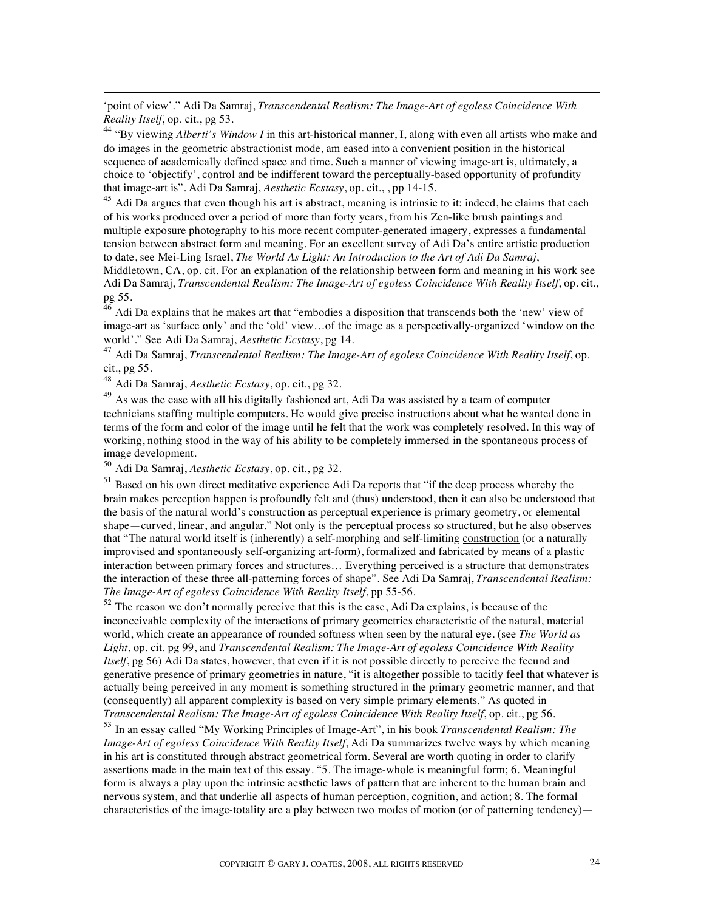'point of view'." Adi Da Samraj, *Transcendental Realism: The Image-Art of egoless Coincidence With Reality Itself*, op. cit., pg 53.

[44] "By viewing *Alberti's Window I* in this art-historical manner, I, along with even all artists who make and do images in the geometric abstractionist mode, am eased into a convenient position in the historical sequence of academically defined space and time. Such a manner of viewing image-art is, ultimately, a choice to 'objectify', control and be indifferent toward the perceptually-based opportunity of profundity that image-art is". Adi Da Samraj, *Aesthetic Ecstasy*, op. cit., , pp 14-15.

[45] Adi Da argues that even though his art is abstract, meaning is intrinsic to it: indeed, he claims that each of his works produced over a period of more than forty years, from his Zen-like brush paintings and multiple exposure photography to his more recent computer-generated imagery, expresses a fundamental tension between abstract form and meaning. For an excellent survey of Adi Da's entire artistic production to date, see Mei-Ling Israel, *The World As Light: An Introduction to the Art of Adi Da Samraj*, Middletown, CA, op. cit. For an explanation of the relationship between form and meaning in his work see Adi Da Samraj, *Transcendental Realism: The Image-Art of egoless Coincidence With Reality Itself*, op. cit., pg 55.

[46] Adi Da explains that he makes art that "embodies a disposition that transcends both the 'new' view of image-art as 'surface only' and the 'old' view…of the image as a perspectivally-organized 'window on the world'." See Adi Da Samraj, *Aesthetic Ecstasy*, pg 14.

[47] Adi Da Samraj, *Transcendental Realism: The Image-Art of egoless Coincidence With Reality Itself*, op. cit., pg 55.

[48] Adi Da Samraj, *Aesthetic Ecstasy*, op. cit., pg 32.

[49] As was the case with all his digitally fashioned art, Adi Da was assisted by a team of computer technicians staffing multiple computers. He would give precise instructions about what he wanted done in terms of the form and color of the image until he felt that the work was completely resolved. In this way of working, nothing stood in the way of his ability to be completely immersed in the spontaneous process of image development.

[50] Adi Da Samraj, *Aesthetic Ecstasy*, op. cit., pg 32.

[51] Based on his own direct meditative experience Adi Da reports that "if the deep process whereby the brain makes perception happen is profoundly felt and (thus) understood, then it can also be understood that the basis of the natural world's construction as perceptual experience is primary geometry, or elemental shape—curved, linear, and angular." Not only is the perceptual process so structured, but he also observes that "The natural world itself is (inherently) a self-morphing and self-limiting construction (or a naturally improvised and spontaneously self-organizing art-form), formalized and fabricated by means of a plastic interaction between primary forces and structures… Everything perceived is a structure that demonstrates the interaction of these three all-patterning forces of shape". See Adi Da Samraj, *Transcendental Realism: The Image-Art of egoless Coincidence With Reality Itself*, pp 55-56.

[52] The reason we don't normally perceive that this is the case, Adi Da explains, is because of the inconceivable complexity of the interactions of primary geometries characteristic of the natural, material world, which create an appearance of rounded softness when seen by the natural eye. (see *The World as Light*, op. cit. pg 99, and *Transcendental Realism: The Image-Art of egoless Coincidence With Reality Itself*, pg 56) Adi Da states, however, that even if it is not possible directly to perceive the fecund and generative presence of primary geometries in nature, "it is altogether possible to tacitly feel that whatever is actually being perceived in any moment is something structured in the primary geometric manner, and that (consequently) all apparent complexity is based on very simple primary elements." As quoted in *Transcendental Realism: The Image-Art of egoless Coincidence With Reality Itself*, op. cit., pg 56.

[53] In an essay called "My Working Principles of Image-Art", in his book *Transcendental Realism: The Image-Art of egoless Coincidence With Reality Itself*, Adi Da summarizes twelve ways by which meaning in his art is constituted through abstract geometrical form. Several are worth quoting in order to clarify assertions made in the main text of this essay. "5. The image-whole is meaningful form; 6. Meaningful form is always a play upon the intrinsic aesthetic laws of pattern that are inherent to the human brain and nervous system, and that underlie all aspects of human perception, cognition, and action; 8. The formal characteristics of the image-totality are a play between two modes of motion (or of patterning tendency)—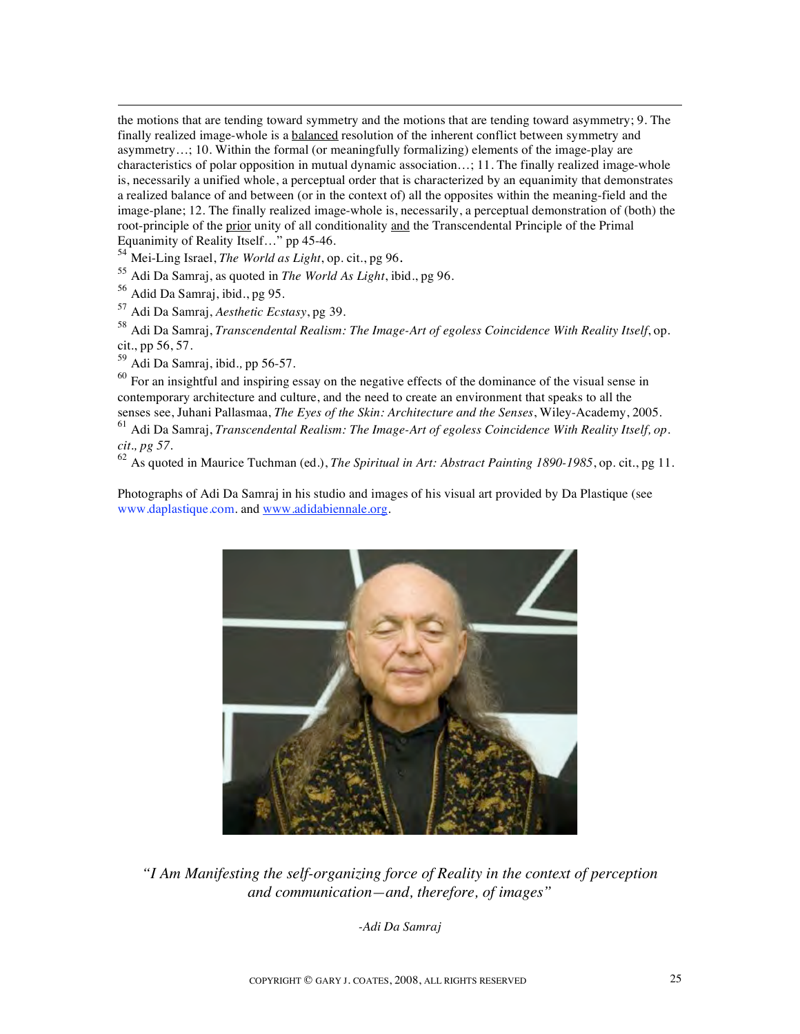the motions that are tending toward symmetry and the motions that are tending toward asymmetry; 9. The finally realized image-whole is a balanced resolution of the inherent conflict between symmetry and asymmetry…; 10. Within the formal (or meaningfully formalizing) elements of the image-play are characteristics of polar opposition in mutual dynamic association…; 11. The finally realized image-whole is, necessarily a unified whole, a perceptual order that is characterized by an equanimity that demonstrates a realized balance of and between (or in the context of) all the opposites within the meaning-field and the image-plane; 12. The finally realized image-whole is, necessarily, a perceptual demonstration of (both) the root-principle of the prior unity of all conditionality and the Transcendental Principle of the Primal Equanimity of Reality Itself…" pp 45-46.

[54] Mei-Ling Israel, *The World as Light*, op. cit., pg 96.

[55] Adi Da Samraj, as quoted in *The World As Light*, ibid., pg 96.

[56] Adid Da Samraj, ibid., pg 95.

[57] Adi Da Samraj, *Aesthetic Ecstasy*, pg 39.

[58] Adi Da Samraj, *Transcendental Realism: The Image-Art of egoless Coincidence With Reality Itself*, op. cit., pp 56, 57.

[59] Adi Da Samraj, ibid., pp 56-57.

[60] For an insightful and inspiring essay on the negative effects of the dominance of the visual sense in contemporary architecture and culture, and the need to create an environment that speaks to all the senses see, Juhani Pallasmaa, *The Eyes of the Skin: Architecture and the Senses*, Wiley-Academy, 2005.

[61] Adi Da Samraj, *Transcendental Realism: The Image-Art of egoless Coincidence With Reality Itself, op. cit., pg 57.*

[62] As quoted in Maurice Tuchman (ed.), *The Spiritual in Art: Abstract Painting 1890-1985*, op. cit., pg 11.

Photographs of Adi Da Samraj in his studio and images of his visual art provided by Da Plastique (see www.daplastique.com. and www.adidabiennale.org.

*"I Am Manifesting the self-organizing force of Reality in the context of perception and communication—and, therefore, of images"*

*-Adi Da Samraj*